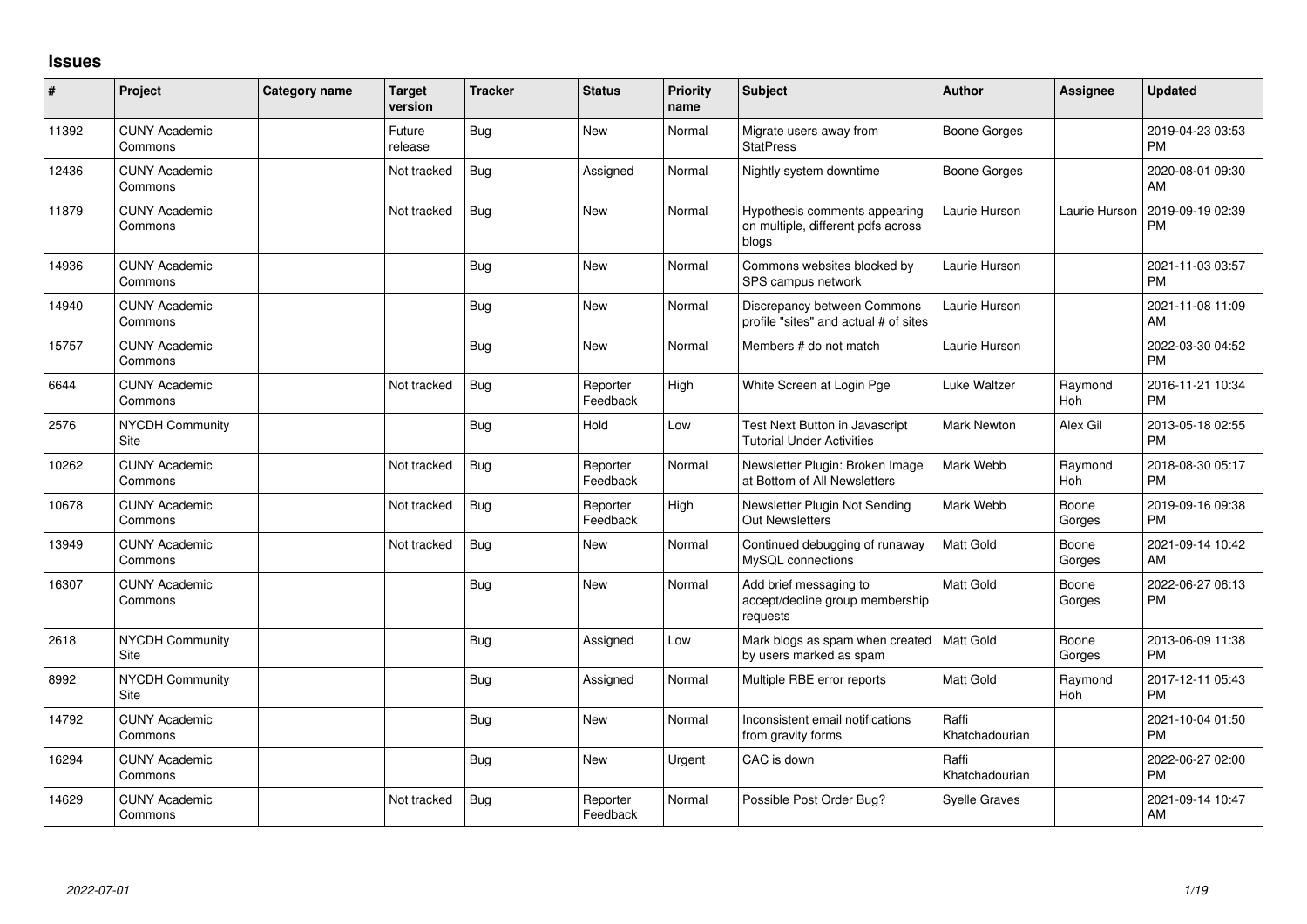# Issues

| # | Project | Category name | Target version | Tracker | Status | Priority name | Subject | Author | Assignee | Updated |
|---|---|---|---|---|---|---|---|---|---|---|
| 11392 | CUNY Academic Commons | | Future release | Bug | New | Normal | Migrate users away from StatPress | Boone Gorges | | 2019-04-23 03:53 PM |
| 12436 | CUNY Academic Commons | | Not tracked | Bug | Assigned | Normal | Nightly system downtime | Boone Gorges | | 2020-08-01 09:30 AM |
| 11879 | CUNY Academic Commons | | Not tracked | Bug | New | Normal | Hypothesis comments appearing on multiple, different pdfs across blogs | Laurie Hurson | Laurie Hurson | 2019-09-19 02:39 PM |
| 14936 | CUNY Academic Commons | | | Bug | New | Normal | Commons websites blocked by SPS campus network | Laurie Hurson | | 2021-11-03 03:57 PM |
| 14940 | CUNY Academic Commons | | | Bug | New | Normal | Discrepancy between Commons profile "sites" and actual # of sites | Laurie Hurson | | 2021-11-08 11:09 AM |
| 15757 | CUNY Academic Commons | | | Bug | New | Normal | Members # do not match | Laurie Hurson | | 2022-03-30 04:52 PM |
| 6644 | CUNY Academic Commons | | Not tracked | Bug | Reporter Feedback | High | White Screen at Login Pge | Luke Waltzer | Raymond Hoh | 2016-11-21 10:34 PM |
| 2576 | NYCDH Community Site | | | Bug | Hold | Low | Test Next Button in Javascript Tutorial Under Activities | Mark Newton | Alex Gil | 2013-05-18 02:55 PM |
| 10262 | CUNY Academic Commons | | Not tracked | Bug | Reporter Feedback | Normal | Newsletter Plugin: Broken Image at Bottom of All Newsletters | Mark Webb | Raymond Hoh | 2018-08-30 05:17 PM |
| 10678 | CUNY Academic Commons | | Not tracked | Bug | Reporter Feedback | High | Newsletter Plugin Not Sending Out Newsletters | Mark Webb | Boone Gorges | 2019-09-16 09:38 PM |
| 13949 | CUNY Academic Commons | | Not tracked | Bug | New | Normal | Continued debugging of runaway MySQL connections | Matt Gold | Boone Gorges | 2021-09-14 10:42 AM |
| 16307 | CUNY Academic Commons | | | Bug | New | Normal | Add brief messaging to accept/decline group membership requests | Matt Gold | Boone Gorges | 2022-06-27 06:13 PM |
| 2618 | NYCDH Community Site | | | Bug | Assigned | Low | Mark blogs as spam when created by users marked as spam | Matt Gold | Boone Gorges | 2013-06-09 11:38 PM |
| 8992 | NYCDH Community Site | | | Bug | Assigned | Normal | Multiple RBE error reports | Matt Gold | Raymond Hoh | 2017-12-11 05:43 PM |
| 14792 | CUNY Academic Commons | | | Bug | New | Normal | Inconsistent email notifications from gravity forms | Raffi Khatchadourian | | 2021-10-04 01:50 PM |
| 16294 | CUNY Academic Commons | | | Bug | New | Urgent | CAC is down | Raffi Khatchadourian | | 2022-06-27 02:00 PM |
| 14629 | CUNY Academic Commons | | Not tracked | Bug | Reporter Feedback | Normal | Possible Post Order Bug? | Syelle Graves | | 2021-09-14 10:47 AM |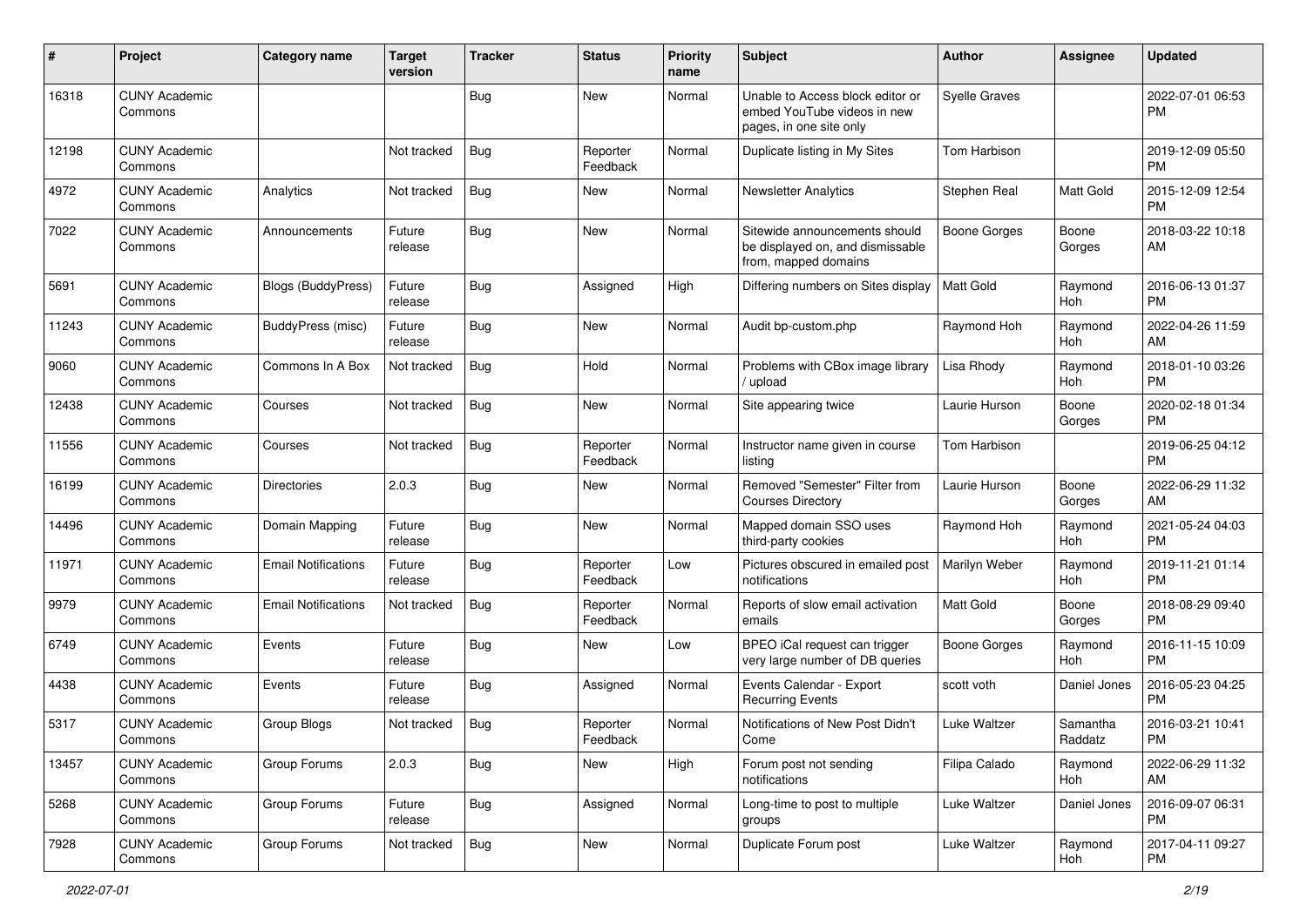| # | Project | Category name | Target version | Tracker | Status | Priority name | Subject | Author | Assignee | Updated |
|---|---|---|---|---|---|---|---|---|---|---|
| 16318 | CUNY Academic Commons | | | Bug | New | Normal | Unable to Access block editor or embed YouTube videos in new pages, in one site only | Syelle Graves | | 2022-07-01 06:53 PM |
| 12198 | CUNY Academic Commons | | Not tracked | Bug | Reporter Feedback | Normal | Duplicate listing in My Sites | Tom Harbison | | 2019-12-09 05:50 PM |
| 4972 | CUNY Academic Commons | Analytics | Not tracked | Bug | New | Normal | Newsletter Analytics | Stephen Real | Matt Gold | 2015-12-09 12:54 PM |
| 7022 | CUNY Academic Commons | Announcements | Future release | Bug | New | Normal | Sitewide announcements should be displayed on, and dismissable from, mapped domains | Boone Gorges | Boone Gorges | 2018-03-22 10:18 AM |
| 5691 | CUNY Academic Commons | Blogs (BuddyPress) | Future release | Bug | Assigned | High | Differing numbers on Sites display | Matt Gold | Raymond Hoh | 2016-06-13 01:37 PM |
| 11243 | CUNY Academic Commons | BuddyPress (misc) | Future release | Bug | New | Normal | Audit bp-custom.php | Raymond Hoh | Raymond Hoh | 2022-04-26 11:59 AM |
| 9060 | CUNY Academic Commons | Commons In A Box | Not tracked | Bug | Hold | Normal | Problems with CBox image library / upload | Lisa Rhody | Raymond Hoh | 2018-01-10 03:26 PM |
| 12438 | CUNY Academic Commons | Courses | Not tracked | Bug | New | Normal | Site appearing twice | Laurie Hurson | Boone Gorges | 2020-02-18 01:34 PM |
| 11556 | CUNY Academic Commons | Courses | Not tracked | Bug | Reporter Feedback | Normal | Instructor name given in course listing | Tom Harbison | | 2019-06-25 04:12 PM |
| 16199 | CUNY Academic Commons | Directories | 2.0.3 | Bug | New | Normal | Removed "Semester" Filter from Courses Directory | Laurie Hurson | Boone Gorges | 2022-06-29 11:32 AM |
| 14496 | CUNY Academic Commons | Domain Mapping | Future release | Bug | New | Normal | Mapped domain SSO uses third-party cookies | Raymond Hoh | Raymond Hoh | 2021-05-24 04:03 PM |
| 11971 | CUNY Academic Commons | Email Notifications | Future release | Bug | Reporter Feedback | Low | Pictures obscured in emailed post notifications | Marilyn Weber | Raymond Hoh | 2019-11-21 01:14 PM |
| 9979 | CUNY Academic Commons | Email Notifications | Not tracked | Bug | Reporter Feedback | Normal | Reports of slow email activation emails | Matt Gold | Boone Gorges | 2018-08-29 09:40 PM |
| 6749 | CUNY Academic Commons | Events | Future release | Bug | New | Low | BPEO iCal request can trigger very large number of DB queries | Boone Gorges | Raymond Hoh | 2016-11-15 10:09 PM |
| 4438 | CUNY Academic Commons | Events | Future release | Bug | Assigned | Normal | Events Calendar - Export Recurring Events | scott voth | Daniel Jones | 2016-05-23 04:25 PM |
| 5317 | CUNY Academic Commons | Group Blogs | Not tracked | Bug | Reporter Feedback | Normal | Notifications of New Post Didn't Come | Luke Waltzer | Samantha Raddatz | 2016-03-21 10:41 PM |
| 13457 | CUNY Academic Commons | Group Forums | 2.0.3 | Bug | New | High | Forum post not sending notifications | Filipa Calado | Raymond Hoh | 2022-06-29 11:32 AM |
| 5268 | CUNY Academic Commons | Group Forums | Future release | Bug | Assigned | Normal | Long-time to post to multiple groups | Luke Waltzer | Daniel Jones | 2016-09-07 06:31 PM |
| 7928 | CUNY Academic Commons | Group Forums | Not tracked | Bug | New | Normal | Duplicate Forum post | Luke Waltzer | Raymond Hoh | 2017-04-11 09:27 PM |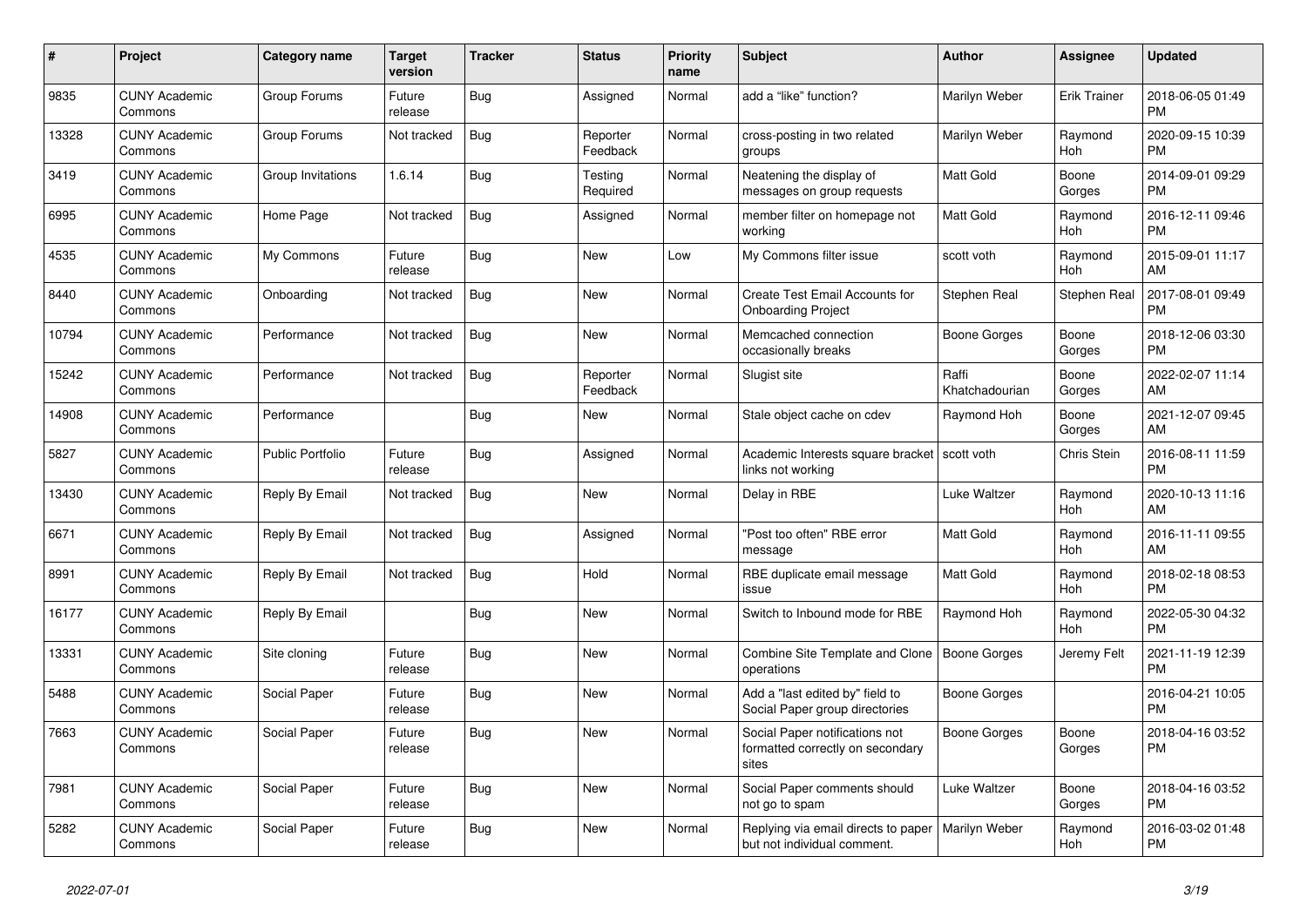| # | Project | Category name | Target version | Tracker | Status | Priority name | Subject | Author | Assignee | Updated |
|---|---|---|---|---|---|---|---|---|---|---|
| 9835 | CUNY Academic Commons | Group Forums | Future release | Bug | Assigned | Normal | add a "like" function? | Marilyn Weber | Erik Trainer | 2018-06-05 01:49 PM |
| 13328 | CUNY Academic Commons | Group Forums | Not tracked | Bug | Reporter Feedback | Normal | cross-posting in two related groups | Marilyn Weber | Raymond Hoh | 2020-09-15 10:39 PM |
| 3419 | CUNY Academic Commons | Group Invitations | 1.6.14 | Bug | Testing Required | Normal | Neatening the display of messages on group requests | Matt Gold | Boone Gorges | 2014-09-01 09:29 PM |
| 6995 | CUNY Academic Commons | Home Page | Not tracked | Bug | Assigned | Normal | member filter on homepage not working | Matt Gold | Raymond Hoh | 2016-12-11 09:46 PM |
| 4535 | CUNY Academic Commons | My Commons | Future release | Bug | New | Low | My Commons filter issue | scott voth | Raymond Hoh | 2015-09-01 11:17 AM |
| 8440 | CUNY Academic Commons | Onboarding | Not tracked | Bug | New | Normal | Create Test Email Accounts for Onboarding Project | Stephen Real | Stephen Real | 2017-08-01 09:49 PM |
| 10794 | CUNY Academic Commons | Performance | Not tracked | Bug | New | Normal | Memcached connection occasionally breaks | Boone Gorges | Boone Gorges | 2018-12-06 03:30 PM |
| 15242 | CUNY Academic Commons | Performance | Not tracked | Bug | Reporter Feedback | Normal | Slugist site | Raffi Khatchadourian | Boone Gorges | 2022-02-07 11:14 AM |
| 14908 | CUNY Academic Commons | Performance | | Bug | New | Normal | Stale object cache on cdev | Raymond Hoh | Boone Gorges | 2021-12-07 09:45 AM |
| 5827 | CUNY Academic Commons | Public Portfolio | Future release | Bug | Assigned | Normal | Academic Interests square bracket links not working | scott voth | Chris Stein | 2016-08-11 11:59 PM |
| 13430 | CUNY Academic Commons | Reply By Email | Not tracked | Bug | New | Normal | Delay in RBE | Luke Waltzer | Raymond Hoh | 2020-10-13 11:16 AM |
| 6671 | CUNY Academic Commons | Reply By Email | Not tracked | Bug | Assigned | Normal | "Post too often" RBE error message | Matt Gold | Raymond Hoh | 2016-11-11 09:55 AM |
| 8991 | CUNY Academic Commons | Reply By Email | Not tracked | Bug | Hold | Normal | RBE duplicate email message issue | Matt Gold | Raymond Hoh | 2018-02-18 08:53 PM |
| 16177 | CUNY Academic Commons | Reply By Email | | Bug | New | Normal | Switch to Inbound mode for RBE | Raymond Hoh | Raymond Hoh | 2022-05-30 04:32 PM |
| 13331 | CUNY Academic Commons | Site cloning | Future release | Bug | New | Normal | Combine Site Template and Clone operations | Boone Gorges | Jeremy Felt | 2021-11-19 12:39 PM |
| 5488 | CUNY Academic Commons | Social Paper | Future release | Bug | New | Normal | Add a "last edited by" field to Social Paper group directories | Boone Gorges | | 2016-04-21 10:05 PM |
| 7663 | CUNY Academic Commons | Social Paper | Future release | Bug | New | Normal | Social Paper notifications not formatted correctly on secondary sites | Boone Gorges | Boone Gorges | 2018-04-16 03:52 PM |
| 7981 | CUNY Academic Commons | Social Paper | Future release | Bug | New | Normal | Social Paper comments should not go to spam | Luke Waltzer | Boone Gorges | 2018-04-16 03:52 PM |
| 5282 | CUNY Academic Commons | Social Paper | Future release | Bug | New | Normal | Replying via email directs to paper but not individual comment. | Marilyn Weber | Raymond Hoh | 2016-03-02 01:48 PM |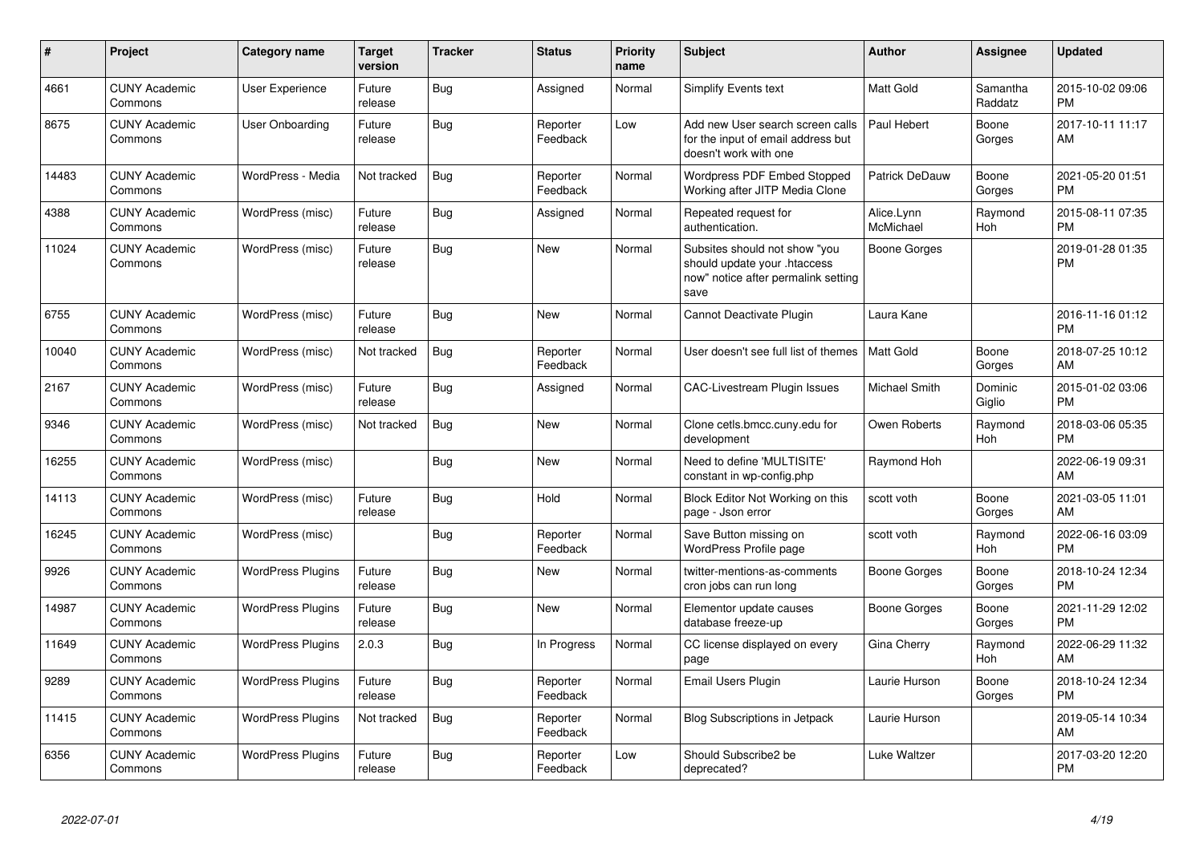| # | Project | Category name | Target version | Tracker | Status | Priority name | Subject | Author | Assignee | Updated |
|---|---|---|---|---|---|---|---|---|---|---|
| 4661 | CUNY Academic Commons | User Experience | Future release | Bug | Assigned | Normal | Simplify Events text | Matt Gold | Samantha Raddatz | 2015-10-02 09:06 PM |
| 8675 | CUNY Academic Commons | User Onboarding | Future release | Bug | Reporter Feedback | Low | Add new User search screen calls for the input of email address but doesn't work with one | Paul Hebert | Boone Gorges | 2017-10-11 11:17 AM |
| 14483 | CUNY Academic Commons | WordPress - Media | Not tracked | Bug | Reporter Feedback | Normal | Wordpress PDF Embed Stopped Working after JITP Media Clone | Patrick DeDauw | Boone Gorges | 2021-05-20 01:51 PM |
| 4388 | CUNY Academic Commons | WordPress (misc) | Future release | Bug | Assigned | Normal | Repeated request for authentication. | Alice.Lynn McMichael | Raymond Hoh | 2015-08-11 07:35 PM |
| 11024 | CUNY Academic Commons | WordPress (misc) | Future release | Bug | New | Normal | Subsites should not show "you should update your .htaccess now" notice after permalink setting save | Boone Gorges | | 2019-01-28 01:35 PM |
| 6755 | CUNY Academic Commons | WordPress (misc) | Future release | Bug | New | Normal | Cannot Deactivate Plugin | Laura Kane | | 2016-11-16 01:12 PM |
| 10040 | CUNY Academic Commons | WordPress (misc) | Not tracked | Bug | Reporter Feedback | Normal | User doesn't see full list of themes | Matt Gold | Boone Gorges | 2018-07-25 10:12 AM |
| 2167 | CUNY Academic Commons | WordPress (misc) | Future release | Bug | Assigned | Normal | CAC-Livestream Plugin Issues | Michael Smith | Dominic Giglio | 2015-01-02 03:06 PM |
| 9346 | CUNY Academic Commons | WordPress (misc) | Not tracked | Bug | New | Normal | Clone cetls.bmcc.cuny.edu for development | Owen Roberts | Raymond Hoh | 2018-03-06 05:35 PM |
| 16255 | CUNY Academic Commons | WordPress (misc) | | Bug | New | Normal | Need to define 'MULTISITE' constant in wp-config.php | Raymond Hoh | | 2022-06-19 09:31 AM |
| 14113 | CUNY Academic Commons | WordPress (misc) | Future release | Bug | Hold | Normal | Block Editor Not Working on this page - Json error | scott voth | Boone Gorges | 2021-03-05 11:01 AM |
| 16245 | CUNY Academic Commons | WordPress (misc) | | Bug | Reporter Feedback | Normal | Save Button missing on WordPress Profile page | scott voth | Raymond Hoh | 2022-06-16 03:09 PM |
| 9926 | CUNY Academic Commons | WordPress Plugins | Future release | Bug | New | Normal | twitter-mentions-as-comments cron jobs can run long | Boone Gorges | Boone Gorges | 2018-10-24 12:34 PM |
| 14987 | CUNY Academic Commons | WordPress Plugins | Future release | Bug | New | Normal | Elementor update causes database freeze-up | Boone Gorges | Boone Gorges | 2021-11-29 12:02 PM |
| 11649 | CUNY Academic Commons | WordPress Plugins | 2.0.3 | Bug | In Progress | Normal | CC license displayed on every page | Gina Cherry | Raymond Hoh | 2022-06-29 11:32 AM |
| 9289 | CUNY Academic Commons | WordPress Plugins | Future release | Bug | Reporter Feedback | Normal | Email Users Plugin | Laurie Hurson | Boone Gorges | 2018-10-24 12:34 PM |
| 11415 | CUNY Academic Commons | WordPress Plugins | Not tracked | Bug | Reporter Feedback | Normal | Blog Subscriptions in Jetpack | Laurie Hurson | | 2019-05-14 10:34 AM |
| 6356 | CUNY Academic Commons | WordPress Plugins | Future release | Bug | Reporter Feedback | Low | Should Subscribe2 be deprecated? | Luke Waltzer | | 2017-03-20 12:20 PM |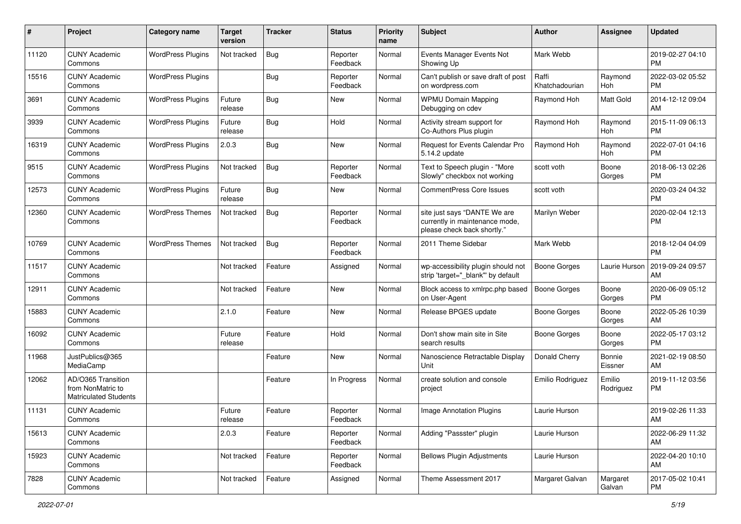| # | Project | Category name | Target version | Tracker | Status | Priority name | Subject | Author | Assignee | Updated |
|---|---|---|---|---|---|---|---|---|---|---|
| 11120 | CUNY Academic Commons | WordPress Plugins | Not tracked | Bug | Reporter Feedback | Normal | Events Manager Events Not Showing Up | Mark Webb | | 2019-02-27 04:10 PM |
| 15516 | CUNY Academic Commons | WordPress Plugins | | Bug | Reporter Feedback | Normal | Can't publish or save draft of post on wordpress.com | Raffi Khatchadourian | Raymond Hoh | 2022-03-02 05:52 PM |
| 3691 | CUNY Academic Commons | WordPress Plugins | Future release | Bug | New | Normal | WPMU Domain Mapping Debugging on cdev | Raymond Hoh | Matt Gold | 2014-12-12 09:04 AM |
| 3939 | CUNY Academic Commons | WordPress Plugins | Future release | Bug | Hold | Normal | Activity stream support for Co-Authors Plus plugin | Raymond Hoh | Raymond Hoh | 2015-11-09 06:13 PM |
| 16319 | CUNY Academic Commons | WordPress Plugins | 2.0.3 | Bug | New | Normal | Request for Events Calendar Pro 5.14.2 update | Raymond Hoh | Raymond Hoh | 2022-07-01 04:16 PM |
| 9515 | CUNY Academic Commons | WordPress Plugins | Not tracked | Bug | Reporter Feedback | Normal | Text to Speech plugin - "More Slowly" checkbox not working | scott voth | Boone Gorges | 2018-06-13 02:26 PM |
| 12573 | CUNY Academic Commons | WordPress Plugins | Future release | Bug | New | Normal | CommentPress Core Issues | scott voth | | 2020-03-24 04:32 PM |
| 12360 | CUNY Academic Commons | WordPress Themes | Not tracked | Bug | Reporter Feedback | Normal | site just says "DANTE We are currently in maintenance mode, please check back shortly." | Marilyn Weber | | 2020-02-04 12:13 PM |
| 10769 | CUNY Academic Commons | WordPress Themes | Not tracked | Bug | Reporter Feedback | Normal | 2011 Theme Sidebar | Mark Webb | | 2018-12-04 04:09 PM |
| 11517 | CUNY Academic Commons | | Not tracked | Feature | Assigned | Normal | wp-accessibility plugin should not strip 'target="_blank"' by default | Boone Gorges | Laurie Hurson | 2019-09-24 09:57 AM |
| 12911 | CUNY Academic Commons | | Not tracked | Feature | New | Normal | Block access to xmlrpc.php based on User-Agent | Boone Gorges | Boone Gorges | 2020-06-09 05:12 PM |
| 15883 | CUNY Academic Commons | | 2.1.0 | Feature | New | Normal | Release BPGES update | Boone Gorges | Boone Gorges | 2022-05-26 10:39 AM |
| 16092 | CUNY Academic Commons | | Future release | Feature | Hold | Normal | Don't show main site in Site search results | Boone Gorges | Boone Gorges | 2022-05-17 03:12 PM |
| 11968 | JustPublics@365 MediaCamp | | | Feature | New | Normal | Nanoscience Retractable Display Unit | Donald Cherry | Bonnie Eissner | 2021-02-19 08:50 AM |
| 12062 | AD/O365 Transition from NonMatric to Matriculated Students | | | Feature | In Progress | Normal | create solution and console project | Emilio Rodriguez | Emilio Rodriguez | 2019-11-12 03:56 PM |
| 11131 | CUNY Academic Commons | | Future release | Feature | Reporter Feedback | Normal | Image Annotation Plugins | Laurie Hurson | | 2019-02-26 11:33 AM |
| 15613 | CUNY Academic Commons | | 2.0.3 | Feature | Reporter Feedback | Normal | Adding "Passster" plugin | Laurie Hurson | | 2022-06-29 11:32 AM |
| 15923 | CUNY Academic Commons | | Not tracked | Feature | Reporter Feedback | Normal | Bellows Plugin Adjustments | Laurie Hurson | | 2022-04-20 10:10 AM |
| 7828 | CUNY Academic Commons | | Not tracked | Feature | Assigned | Normal | Theme Assessment 2017 | Margaret Galvan | Margaret Galvan | 2017-05-02 10:41 PM |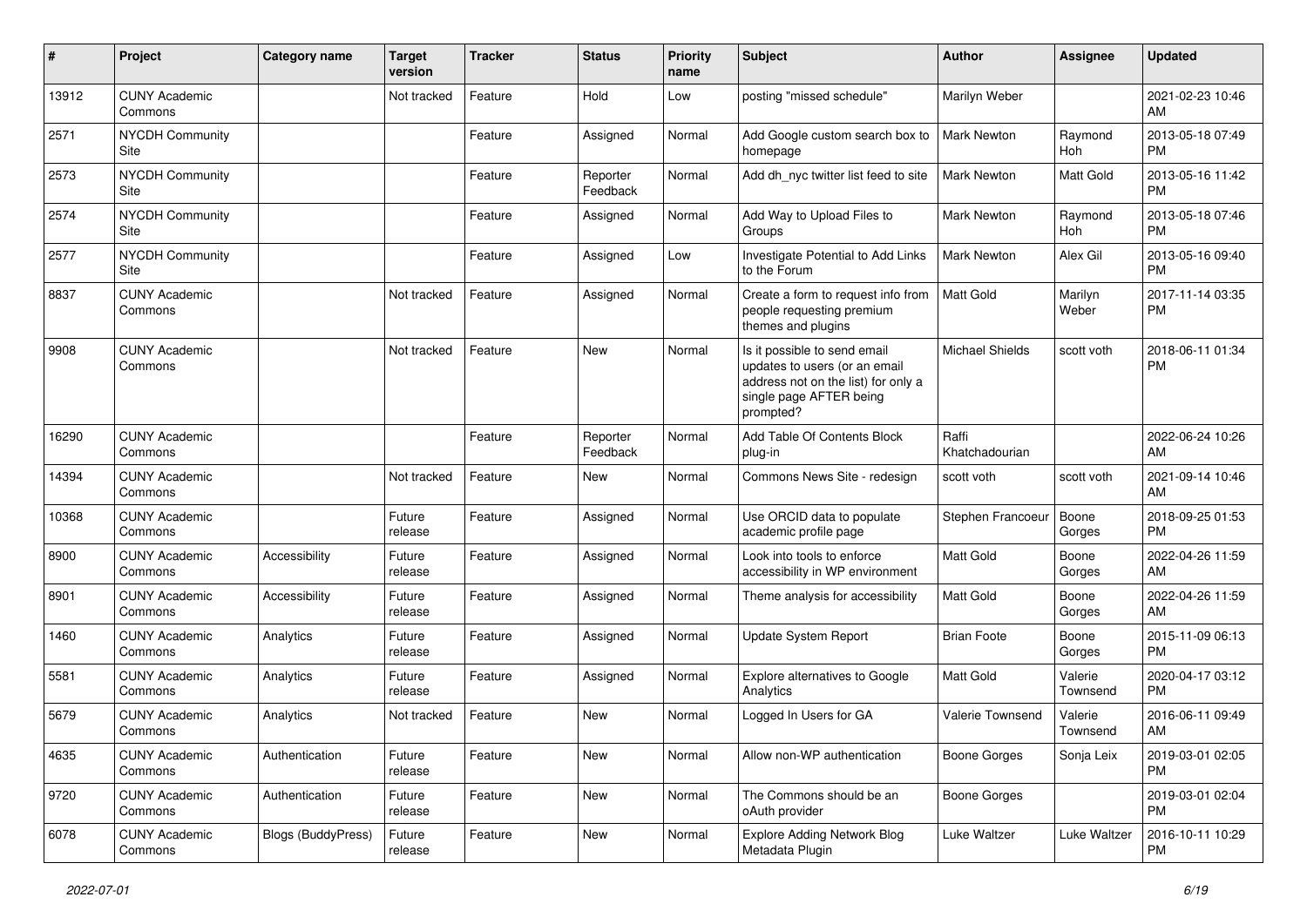| # | Project | Category name | Target version | Tracker | Status | Priority name | Subject | Author | Assignee | Updated |
|---|---|---|---|---|---|---|---|---|---|---|
| 13912 | CUNY Academic Commons | | Not tracked | Feature | Hold | Low | posting "missed schedule" | Marilyn Weber | | 2021-02-23 10:46 AM |
| 2571 | NYCDH Community Site | | | Feature | Assigned | Normal | Add Google custom search box to homepage | Mark Newton | Raymond Hoh | 2013-05-18 07:49 PM |
| 2573 | NYCDH Community Site | | | Feature | Reporter Feedback | Normal | Add dh_nyc twitter list feed to site | Mark Newton | Matt Gold | 2013-05-16 11:42 PM |
| 2574 | NYCDH Community Site | | | Feature | Assigned | Normal | Add Way to Upload Files to Groups | Mark Newton | Raymond Hoh | 2013-05-18 07:46 PM |
| 2577 | NYCDH Community Site | | | Feature | Assigned | Low | Investigate Potential to Add Links to the Forum | Mark Newton | Alex Gil | 2013-05-16 09:40 PM |
| 8837 | CUNY Academic Commons | | Not tracked | Feature | Assigned | Normal | Create a form to request info from people requesting premium themes and plugins | Matt Gold | Marilyn Weber | 2017-11-14 03:35 PM |
| 9908 | CUNY Academic Commons | | Not tracked | Feature | New | Normal | Is it possible to send email updates to users (or an email address not on the list) for only a single page AFTER being prompted? | Michael Shields | scott voth | 2018-06-11 01:34 PM |
| 16290 | CUNY Academic Commons | | | Feature | Reporter Feedback | Normal | Add Table Of Contents Block plug-in | Raffi Khatchadourian | | 2022-06-24 10:26 AM |
| 14394 | CUNY Academic Commons | | Not tracked | Feature | New | Normal | Commons News Site - redesign | scott voth | scott voth | 2021-09-14 10:46 AM |
| 10368 | CUNY Academic Commons | | Future release | Feature | Assigned | Normal | Use ORCID data to populate academic profile page | Stephen Francoeur | Boone Gorges | 2018-09-25 01:53 PM |
| 8900 | CUNY Academic Commons | Accessibility | Future release | Feature | Assigned | Normal | Look into tools to enforce accessibility in WP environment | Matt Gold | Boone Gorges | 2022-04-26 11:59 AM |
| 8901 | CUNY Academic Commons | Accessibility | Future release | Feature | Assigned | Normal | Theme analysis for accessibility | Matt Gold | Boone Gorges | 2022-04-26 11:59 AM |
| 1460 | CUNY Academic Commons | Analytics | Future release | Feature | Assigned | Normal | Update System Report | Brian Foote | Boone Gorges | 2015-11-09 06:13 PM |
| 5581 | CUNY Academic Commons | Analytics | Future release | Feature | Assigned | Normal | Explore alternatives to Google Analytics | Matt Gold | Valerie Townsend | 2020-04-17 03:12 PM |
| 5679 | CUNY Academic Commons | Analytics | Not tracked | Feature | New | Normal | Logged In Users for GA | Valerie Townsend | Valerie Townsend | 2016-06-11 09:49 AM |
| 4635 | CUNY Academic Commons | Authentication | Future release | Feature | New | Normal | Allow non-WP authentication | Boone Gorges | Sonja Leix | 2019-03-01 02:05 PM |
| 9720 | CUNY Academic Commons | Authentication | Future release | Feature | New | Normal | The Commons should be an oAuth provider | Boone Gorges | | 2019-03-01 02:04 PM |
| 6078 | CUNY Academic Commons | Blogs (BuddyPress) | Future release | Feature | New | Normal | Explore Adding Network Blog Metadata Plugin | Luke Waltzer | Luke Waltzer | 2016-10-11 10:29 PM |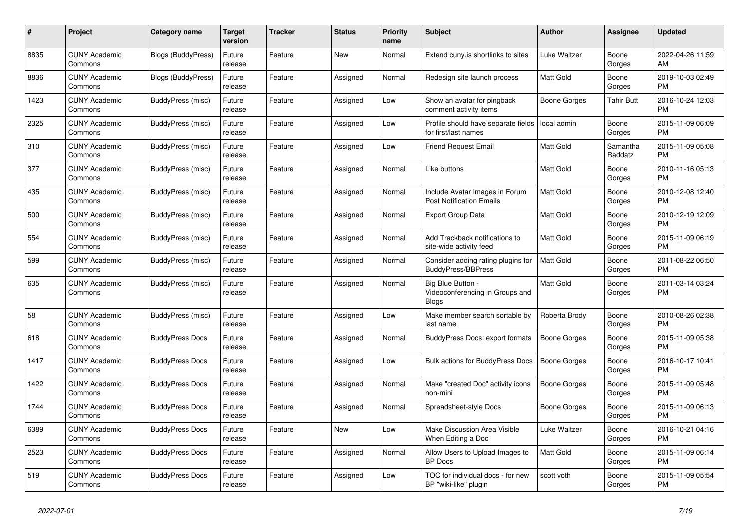| # | Project | Category name | Target version | Tracker | Status | Priority name | Subject | Author | Assignee | Updated |
|---|---|---|---|---|---|---|---|---|---|---|
| 8835 | CUNY Academic Commons | Blogs (BuddyPress) | Future release | Feature | New | Normal | Extend cuny.is shortlinks to sites | Luke Waltzer | Boone Gorges | 2022-04-26 11:59 AM |
| 8836 | CUNY Academic Commons | Blogs (BuddyPress) | Future release | Feature | Assigned | Normal | Redesign site launch process | Matt Gold | Boone Gorges | 2019-10-03 02:49 PM |
| 1423 | CUNY Academic Commons | BuddyPress (misc) | Future release | Feature | Assigned | Low | Show an avatar for pingback comment activity items | Boone Gorges | Tahir Butt | 2016-10-24 12:03 PM |
| 2325 | CUNY Academic Commons | BuddyPress (misc) | Future release | Feature | Assigned | Low | Profile should have separate fields for first/last names | local admin | Boone Gorges | 2015-11-09 06:09 PM |
| 310 | CUNY Academic Commons | BuddyPress (misc) | Future release | Feature | Assigned | Low | Friend Request Email | Matt Gold | Samantha Raddatz | 2015-11-09 05:08 PM |
| 377 | CUNY Academic Commons | BuddyPress (misc) | Future release | Feature | Assigned | Normal | Like buttons | Matt Gold | Boone Gorges | 2010-11-16 05:13 PM |
| 435 | CUNY Academic Commons | BuddyPress (misc) | Future release | Feature | Assigned | Normal | Include Avatar Images in Forum Post Notification Emails | Matt Gold | Boone Gorges | 2010-12-08 12:40 PM |
| 500 | CUNY Academic Commons | BuddyPress (misc) | Future release | Feature | Assigned | Normal | Export Group Data | Matt Gold | Boone Gorges | 2010-12-19 12:09 PM |
| 554 | CUNY Academic Commons | BuddyPress (misc) | Future release | Feature | Assigned | Normal | Add Trackback notifications to site-wide activity feed | Matt Gold | Boone Gorges | 2015-11-09 06:19 PM |
| 599 | CUNY Academic Commons | BuddyPress (misc) | Future release | Feature | Assigned | Normal | Consider adding rating plugins for BuddyPress/BBPress | Matt Gold | Boone Gorges | 2011-08-22 06:50 PM |
| 635 | CUNY Academic Commons | BuddyPress (misc) | Future release | Feature | Assigned | Normal | Big Blue Button - Videoconferencing in Groups and Blogs | Matt Gold | Boone Gorges | 2011-03-14 03:24 PM |
| 58 | CUNY Academic Commons | BuddyPress (misc) | Future release | Feature | Assigned | Low | Make member search sortable by last name | Roberta Brody | Boone Gorges | 2010-08-26 02:38 PM |
| 618 | CUNY Academic Commons | BuddyPress Docs | Future release | Feature | Assigned | Normal | BuddyPress Docs: export formats | Boone Gorges | Boone Gorges | 2015-11-09 05:38 PM |
| 1417 | CUNY Academic Commons | BuddyPress Docs | Future release | Feature | Assigned | Low | Bulk actions for BuddyPress Docs | Boone Gorges | Boone Gorges | 2016-10-17 10:41 PM |
| 1422 | CUNY Academic Commons | BuddyPress Docs | Future release | Feature | Assigned | Normal | Make "created Doc" activity icons non-mini | Boone Gorges | Boone Gorges | 2015-11-09 05:48 PM |
| 1744 | CUNY Academic Commons | BuddyPress Docs | Future release | Feature | Assigned | Normal | Spreadsheet-style Docs | Boone Gorges | Boone Gorges | 2015-11-09 06:13 PM |
| 6389 | CUNY Academic Commons | BuddyPress Docs | Future release | Feature | New | Low | Make Discussion Area Visible When Editing a Doc | Luke Waltzer | Boone Gorges | 2016-10-21 04:16 PM |
| 2523 | CUNY Academic Commons | BuddyPress Docs | Future release | Feature | Assigned | Normal | Allow Users to Upload Images to BP Docs | Matt Gold | Boone Gorges | 2015-11-09 06:14 PM |
| 519 | CUNY Academic Commons | BuddyPress Docs | Future release | Feature | Assigned | Low | TOC for individual docs - for new BP "wiki-like" plugin | scott voth | Boone Gorges | 2015-11-09 05:54 PM |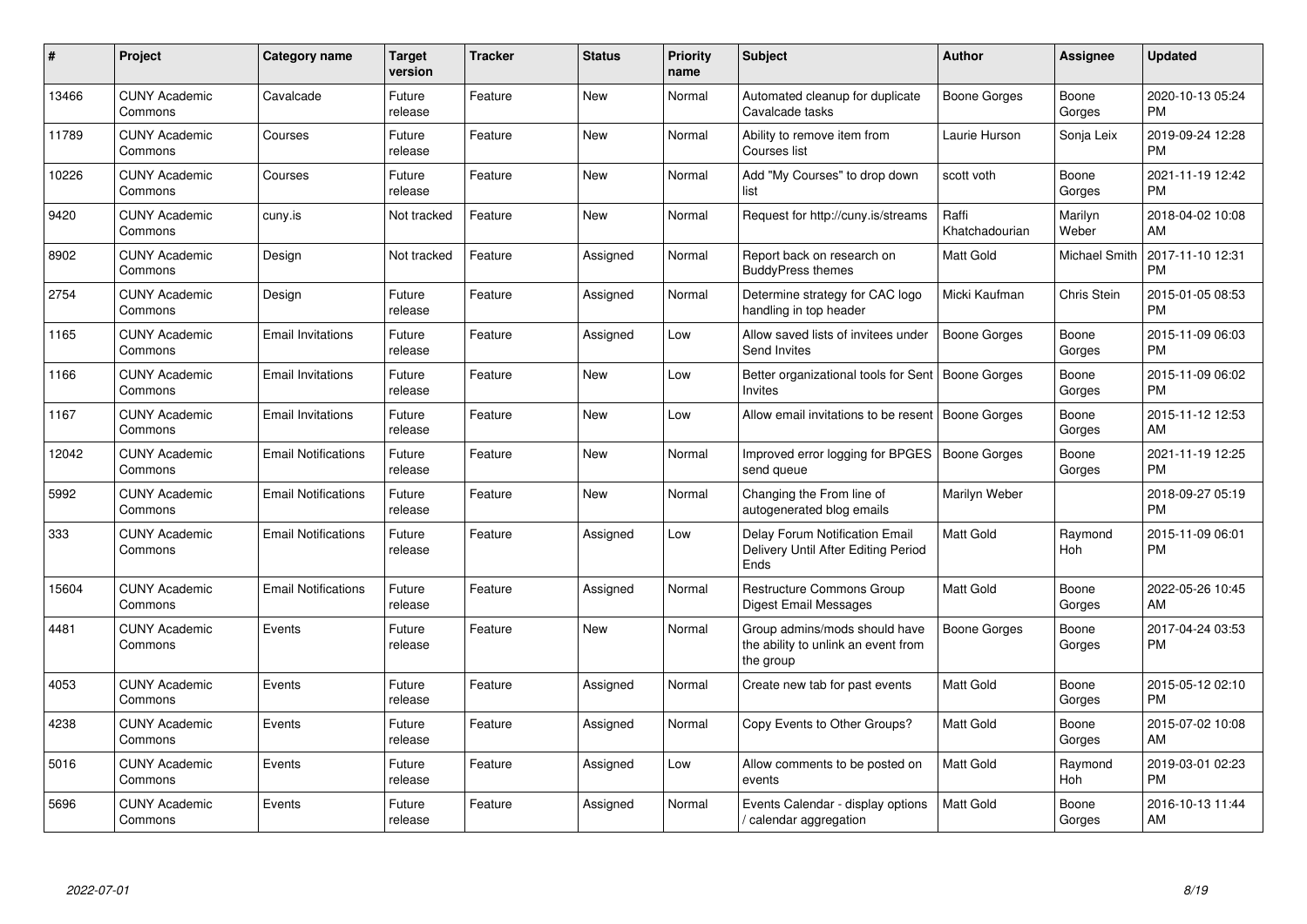| # | Project | Category name | Target version | Tracker | Status | Priority name | Subject | Author | Assignee | Updated |
|---|---|---|---|---|---|---|---|---|---|---|
| 13466 | CUNY Academic Commons | Cavalcade | Future release | Feature | New | Normal | Automated cleanup for duplicate Cavalcade tasks | Boone Gorges | Boone Gorges | 2020-10-13 05:24 PM |
| 11789 | CUNY Academic Commons | Courses | Future release | Feature | New | Normal | Ability to remove item from Courses list | Laurie Hurson | Sonja Leix | 2019-09-24 12:28 PM |
| 10226 | CUNY Academic Commons | Courses | Future release | Feature | New | Normal | Add "My Courses" to drop down list | scott voth | Boone Gorges | 2021-11-19 12:42 PM |
| 9420 | CUNY Academic Commons | cuny.is | Not tracked | Feature | New | Normal | Request for http://cuny.is/streams | Raffi Khatchadourian | Marilyn Weber | 2018-04-02 10:08 AM |
| 8902 | CUNY Academic Commons | Design | Not tracked | Feature | Assigned | Normal | Report back on research on BuddyPress themes | Matt Gold | Michael Smith | 2017-11-10 12:31 PM |
| 2754 | CUNY Academic Commons | Design | Future release | Feature | Assigned | Normal | Determine strategy for CAC logo handling in top header | Micki Kaufman | Chris Stein | 2015-01-05 08:53 PM |
| 1165 | CUNY Academic Commons | Email Invitations | Future release | Feature | Assigned | Low | Allow saved lists of invitees under Send Invites | Boone Gorges | Boone Gorges | 2015-11-09 06:03 PM |
| 1166 | CUNY Academic Commons | Email Invitations | Future release | Feature | New | Low | Better organizational tools for Sent Invites | Boone Gorges | Boone Gorges | 2015-11-09 06:02 PM |
| 1167 | CUNY Academic Commons | Email Invitations | Future release | Feature | New | Low | Allow email invitations to be resent | Boone Gorges | Boone Gorges | 2015-11-12 12:53 AM |
| 12042 | CUNY Academic Commons | Email Notifications | Future release | Feature | New | Normal | Improved error logging for BPGES send queue | Boone Gorges | Boone Gorges | 2021-11-19 12:25 PM |
| 5992 | CUNY Academic Commons | Email Notifications | Future release | Feature | New | Normal | Changing the From line of autogenerated blog emails | Marilyn Weber | | 2018-09-27 05:19 PM |
| 333 | CUNY Academic Commons | Email Notifications | Future release | Feature | Assigned | Low | Delay Forum Notification Email Delivery Until After Editing Period Ends | Matt Gold | Raymond Hoh | 2015-11-09 06:01 PM |
| 15604 | CUNY Academic Commons | Email Notifications | Future release | Feature | Assigned | Normal | Restructure Commons Group Digest Email Messages | Matt Gold | Boone Gorges | 2022-05-26 10:45 AM |
| 4481 | CUNY Academic Commons | Events | Future release | Feature | New | Normal | Group admins/mods should have the ability to unlink an event from the group | Boone Gorges | Boone Gorges | 2017-04-24 03:53 PM |
| 4053 | CUNY Academic Commons | Events | Future release | Feature | Assigned | Normal | Create new tab for past events | Matt Gold | Boone Gorges | 2015-05-12 02:10 PM |
| 4238 | CUNY Academic Commons | Events | Future release | Feature | Assigned | Normal | Copy Events to Other Groups? | Matt Gold | Boone Gorges | 2015-07-02 10:08 AM |
| 5016 | CUNY Academic Commons | Events | Future release | Feature | Assigned | Low | Allow comments to be posted on events | Matt Gold | Raymond Hoh | 2019-03-01 02:23 PM |
| 5696 | CUNY Academic Commons | Events | Future release | Feature | Assigned | Normal | Events Calendar - display options / calendar aggregation | Matt Gold | Boone Gorges | 2016-10-13 11:44 AM |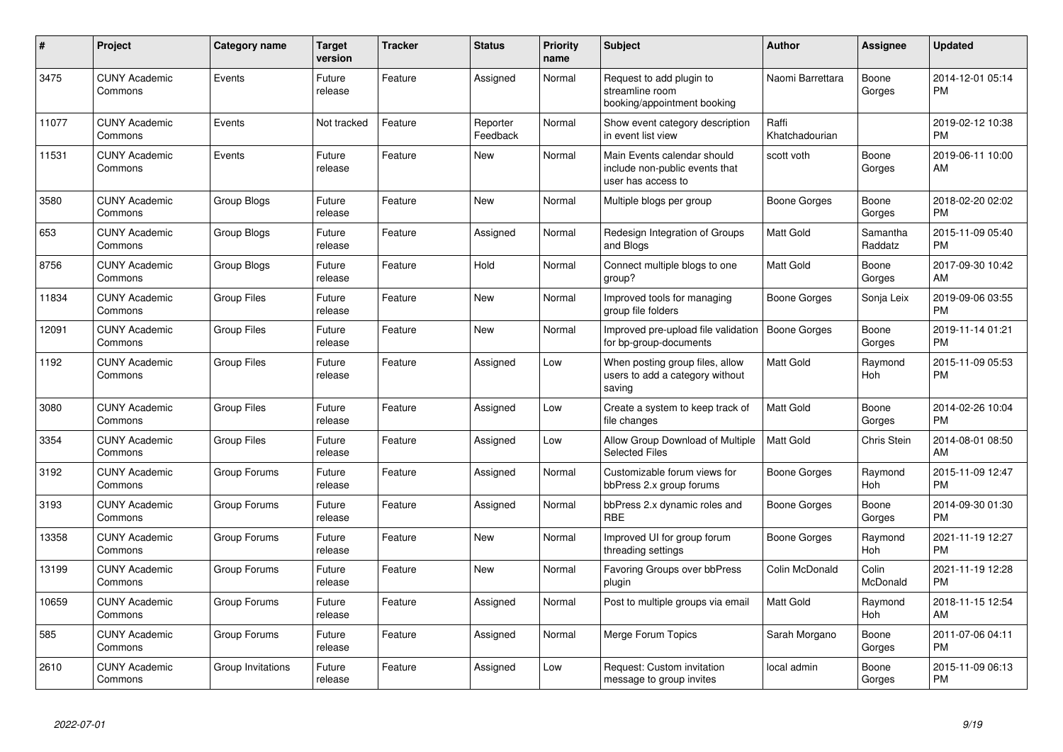| # | Project | Category name | Target version | Tracker | Status | Priority name | Subject | Author | Assignee | Updated |
|---|---|---|---|---|---|---|---|---|---|---|
| 3475 | CUNY Academic Commons | Events | Future release | Feature | Assigned | Normal | Request to add plugin to streamline room booking/appointment booking | Naomi Barrettara | Boone Gorges | 2014-12-01 05:14 PM |
| 11077 | CUNY Academic Commons | Events | Not tracked | Feature | Reporter Feedback | Normal | Show event category description in event list view | Raffi Khatchadourian | | 2019-02-12 10:38 PM |
| 11531 | CUNY Academic Commons | Events | Future release | Feature | New | Normal | Main Events calendar should include non-public events that user has access to | scott voth | Boone Gorges | 2019-06-11 10:00 AM |
| 3580 | CUNY Academic Commons | Group Blogs | Future release | Feature | New | Normal | Multiple blogs per group | Boone Gorges | Boone Gorges | 2018-02-20 02:02 PM |
| 653 | CUNY Academic Commons | Group Blogs | Future release | Feature | Assigned | Normal | Redesign Integration of Groups and Blogs | Matt Gold | Samantha Raddatz | 2015-11-09 05:40 PM |
| 8756 | CUNY Academic Commons | Group Blogs | Future release | Feature | Hold | Normal | Connect multiple blogs to one group? | Matt Gold | Boone Gorges | 2017-09-30 10:42 AM |
| 11834 | CUNY Academic Commons | Group Files | Future release | Feature | New | Normal | Improved tools for managing group file folders | Boone Gorges | Sonja Leix | 2019-09-06 03:55 PM |
| 12091 | CUNY Academic Commons | Group Files | Future release | Feature | New | Normal | Improved pre-upload file validation for bp-group-documents | Boone Gorges | Boone Gorges | 2019-11-14 01:21 PM |
| 1192 | CUNY Academic Commons | Group Files | Future release | Feature | Assigned | Low | When posting group files, allow users to add a category without saving | Matt Gold | Raymond Hoh | 2015-11-09 05:53 PM |
| 3080 | CUNY Academic Commons | Group Files | Future release | Feature | Assigned | Low | Create a system to keep track of file changes | Matt Gold | Boone Gorges | 2014-02-26 10:04 PM |
| 3354 | CUNY Academic Commons | Group Files | Future release | Feature | Assigned | Low | Allow Group Download of Multiple Selected Files | Matt Gold | Chris Stein | 2014-08-01 08:50 AM |
| 3192 | CUNY Academic Commons | Group Forums | Future release | Feature | Assigned | Normal | Customizable forum views for bbPress 2.x group forums | Boone Gorges | Raymond Hoh | 2015-11-09 12:47 PM |
| 3193 | CUNY Academic Commons | Group Forums | Future release | Feature | Assigned | Normal | bbPress 2.x dynamic roles and RBE | Boone Gorges | Boone Gorges | 2014-09-30 01:30 PM |
| 13358 | CUNY Academic Commons | Group Forums | Future release | Feature | New | Normal | Improved UI for group forum threading settings | Boone Gorges | Raymond Hoh | 2021-11-19 12:27 PM |
| 13199 | CUNY Academic Commons | Group Forums | Future release | Feature | New | Normal | Favoring Groups over bbPress plugin | Colin McDonald | Colin McDonald | 2021-11-19 12:28 PM |
| 10659 | CUNY Academic Commons | Group Forums | Future release | Feature | Assigned | Normal | Post to multiple groups via email | Matt Gold | Raymond Hoh | 2018-11-15 12:54 AM |
| 585 | CUNY Academic Commons | Group Forums | Future release | Feature | Assigned | Normal | Merge Forum Topics | Sarah Morgano | Boone Gorges | 2011-07-06 04:11 PM |
| 2610 | CUNY Academic Commons | Group Invitations | Future release | Feature | Assigned | Low | Request: Custom invitation message to group invites | local admin | Boone Gorges | 2015-11-09 06:13 PM |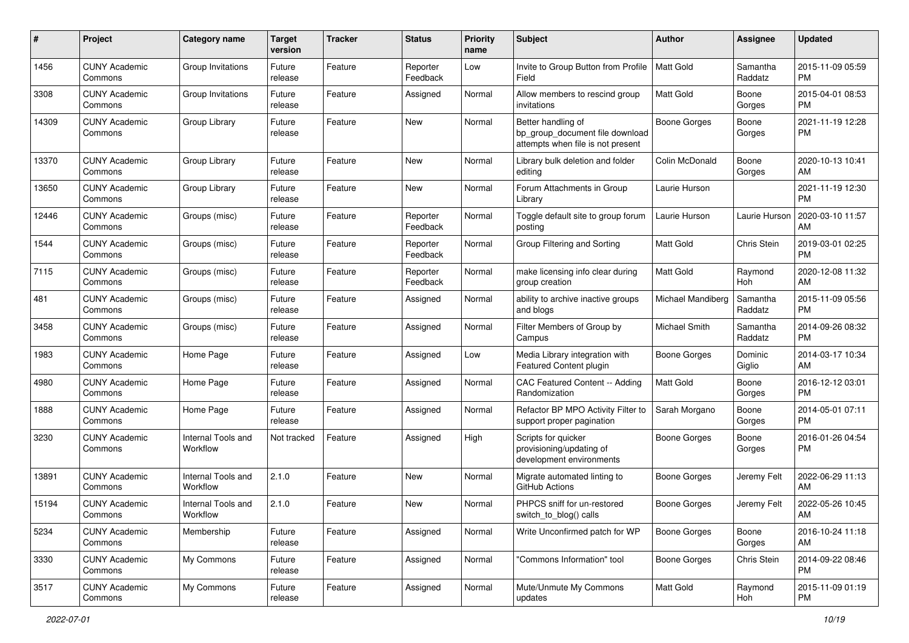| # | Project | Category name | Target version | Tracker | Status | Priority name | Subject | Author | Assignee | Updated |
|---|---|---|---|---|---|---|---|---|---|---|
| 1456 | CUNY Academic Commons | Group Invitations | Future release | Feature | Reporter Feedback | Low | Invite to Group Button from Profile Field | Matt Gold | Samantha Raddatz | 2015-11-09 05:59 PM |
| 3308 | CUNY Academic Commons | Group Invitations | Future release | Feature | Assigned | Normal | Allow members to rescind group invitations | Matt Gold | Boone Gorges | 2015-04-01 08:53 PM |
| 14309 | CUNY Academic Commons | Group Library | Future release | Feature | New | Normal | Better handling of bp_group_document file download attempts when file is not present | Boone Gorges | Boone Gorges | 2021-11-19 12:28 PM |
| 13370 | CUNY Academic Commons | Group Library | Future release | Feature | New | Normal | Library bulk deletion and folder editing | Colin McDonald | Boone Gorges | 2020-10-13 10:41 AM |
| 13650 | CUNY Academic Commons | Group Library | Future release | Feature | New | Normal | Forum Attachments in Group Library | Laurie Hurson | | 2021-11-19 12:30 PM |
| 12446 | CUNY Academic Commons | Groups (misc) | Future release | Feature | Reporter Feedback | Normal | Toggle default site to group forum posting | Laurie Hurson | Laurie Hurson | 2020-03-10 11:57 AM |
| 1544 | CUNY Academic Commons | Groups (misc) | Future release | Feature | Reporter Feedback | Normal | Group Filtering and Sorting | Matt Gold | Chris Stein | 2019-03-01 02:25 PM |
| 7115 | CUNY Academic Commons | Groups (misc) | Future release | Feature | Reporter Feedback | Normal | make licensing info clear during group creation | Matt Gold | Raymond Hoh | 2020-12-08 11:32 AM |
| 481 | CUNY Academic Commons | Groups (misc) | Future release | Feature | Assigned | Normal | ability to archive inactive groups and blogs | Michael Mandiberg | Samantha Raddatz | 2015-11-09 05:56 PM |
| 3458 | CUNY Academic Commons | Groups (misc) | Future release | Feature | Assigned | Normal | Filter Members of Group by Campus | Michael Smith | Samantha Raddatz | 2014-09-26 08:32 PM |
| 1983 | CUNY Academic Commons | Home Page | Future release | Feature | Assigned | Low | Media Library integration with Featured Content plugin | Boone Gorges | Dominic Giglio | 2014-03-17 10:34 AM |
| 4980 | CUNY Academic Commons | Home Page | Future release | Feature | Assigned | Normal | CAC Featured Content -- Adding Randomization | Matt Gold | Boone Gorges | 2016-12-12 03:01 PM |
| 1888 | CUNY Academic Commons | Home Page | Future release | Feature | Assigned | Normal | Refactor BP MPO Activity Filter to support proper pagination | Sarah Morgano | Boone Gorges | 2014-05-01 07:11 PM |
| 3230 | CUNY Academic Commons | Internal Tools and Workflow | Not tracked | Feature | Assigned | High | Scripts for quicker provisioning/updating of development environments | Boone Gorges | Boone Gorges | 2016-01-26 04:54 PM |
| 13891 | CUNY Academic Commons | Internal Tools and Workflow | 2.1.0 | Feature | New | Normal | Migrate automated linting to GitHub Actions | Boone Gorges | Jeremy Felt | 2022-06-29 11:13 AM |
| 15194 | CUNY Academic Commons | Internal Tools and Workflow | 2.1.0 | Feature | New | Normal | PHPCS sniff for un-restored switch_to_blog() calls | Boone Gorges | Jeremy Felt | 2022-05-26 10:45 AM |
| 5234 | CUNY Academic Commons | Membership | Future release | Feature | Assigned | Normal | Write Unconfirmed patch for WP | Boone Gorges | Boone Gorges | 2016-10-24 11:18 AM |
| 3330 | CUNY Academic Commons | My Commons | Future release | Feature | Assigned | Normal | "Commons Information" tool | Boone Gorges | Chris Stein | 2014-09-22 08:46 PM |
| 3517 | CUNY Academic Commons | My Commons | Future release | Feature | Assigned | Normal | Mute/Unmute My Commons updates | Matt Gold | Raymond Hoh | 2015-11-09 01:19 PM |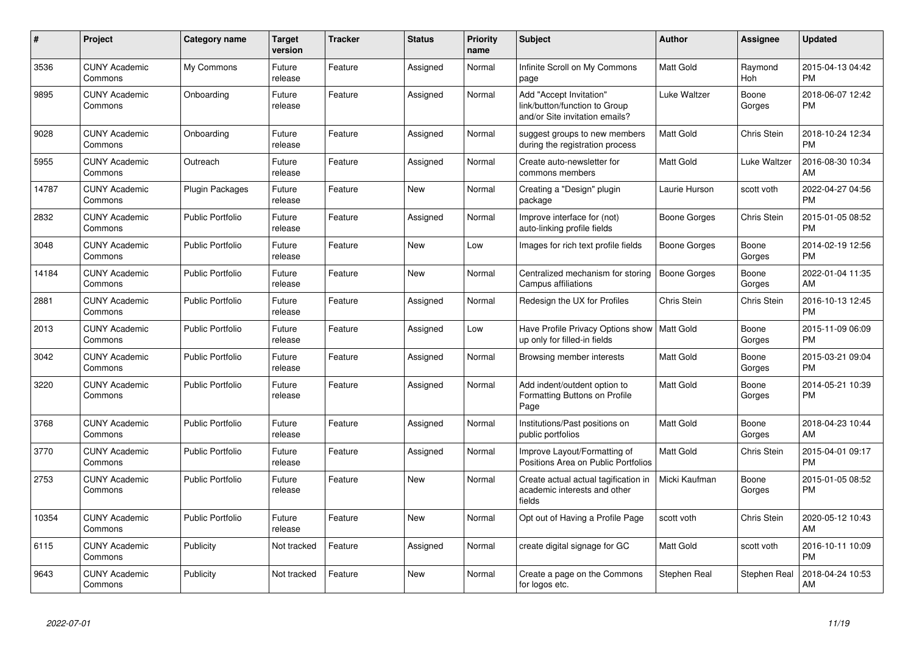| # | Project | Category name | Target version | Tracker | Status | Priority name | Subject | Author | Assignee | Updated |
|---|---|---|---|---|---|---|---|---|---|---|
| 3536 | CUNY Academic Commons | My Commons | Future release | Feature | Assigned | Normal | Infinite Scroll on My Commons page | Matt Gold | Raymond Hoh | 2015-04-13 04:42 PM |
| 9895 | CUNY Academic Commons | Onboarding | Future release | Feature | Assigned | Normal | Add "Accept Invitation" link/button/function to Group and/or Site invitation emails? | Luke Waltzer | Boone Gorges | 2018-06-07 12:42 PM |
| 9028 | CUNY Academic Commons | Onboarding | Future release | Feature | Assigned | Normal | suggest groups to new members during the registration process | Matt Gold | Chris Stein | 2018-10-24 12:34 PM |
| 5955 | CUNY Academic Commons | Outreach | Future release | Feature | Assigned | Normal | Create auto-newsletter for commons members | Matt Gold | Luke Waltzer | 2016-08-30 10:34 AM |
| 14787 | CUNY Academic Commons | Plugin Packages | Future release | Feature | New | Normal | Creating a "Design" plugin package | Laurie Hurson | scott voth | 2022-04-27 04:56 PM |
| 2832 | CUNY Academic Commons | Public Portfolio | Future release | Feature | Assigned | Normal | Improve interface for (not) auto-linking profile fields | Boone Gorges | Chris Stein | 2015-01-05 08:52 PM |
| 3048 | CUNY Academic Commons | Public Portfolio | Future release | Feature | New | Low | Images for rich text profile fields | Boone Gorges | Boone Gorges | 2014-02-19 12:56 PM |
| 14184 | CUNY Academic Commons | Public Portfolio | Future release | Feature | New | Normal | Centralized mechanism for storing Campus affiliations | Boone Gorges | Boone Gorges | 2022-01-04 11:35 AM |
| 2881 | CUNY Academic Commons | Public Portfolio | Future release | Feature | Assigned | Normal | Redesign the UX for Profiles | Chris Stein | Chris Stein | 2016-10-13 12:45 PM |
| 2013 | CUNY Academic Commons | Public Portfolio | Future release | Feature | Assigned | Low | Have Profile Privacy Options show up only for filled-in fields | Matt Gold | Boone Gorges | 2015-11-09 06:09 PM |
| 3042 | CUNY Academic Commons | Public Portfolio | Future release | Feature | Assigned | Normal | Browsing member interests | Matt Gold | Boone Gorges | 2015-03-21 09:04 PM |
| 3220 | CUNY Academic Commons | Public Portfolio | Future release | Feature | Assigned | Normal | Add indent/outdent option to Formatting Buttons on Profile Page | Matt Gold | Boone Gorges | 2014-05-21 10:39 PM |
| 3768 | CUNY Academic Commons | Public Portfolio | Future release | Feature | Assigned | Normal | Institutions/Past positions on public portfolios | Matt Gold | Boone Gorges | 2018-04-23 10:44 AM |
| 3770 | CUNY Academic Commons | Public Portfolio | Future release | Feature | Assigned | Normal | Improve Layout/Formatting of Positions Area on Public Portfolios | Matt Gold | Chris Stein | 2015-04-01 09:17 PM |
| 2753 | CUNY Academic Commons | Public Portfolio | Future release | Feature | New | Normal | Create actual actual tagification in academic interests and other fields | Micki Kaufman | Boone Gorges | 2015-01-05 08:52 PM |
| 10354 | CUNY Academic Commons | Public Portfolio | Future release | Feature | New | Normal | Opt out of Having a Profile Page | scott voth | Chris Stein | 2020-05-12 10:43 AM |
| 6115 | CUNY Academic Commons | Publicity | Not tracked | Feature | Assigned | Normal | create digital signage for GC | Matt Gold | scott voth | 2016-10-11 10:09 PM |
| 9643 | CUNY Academic Commons | Publicity | Not tracked | Feature | New | Normal | Create a page on the Commons for logos etc. | Stephen Real | Stephen Real | 2018-04-24 10:53 AM |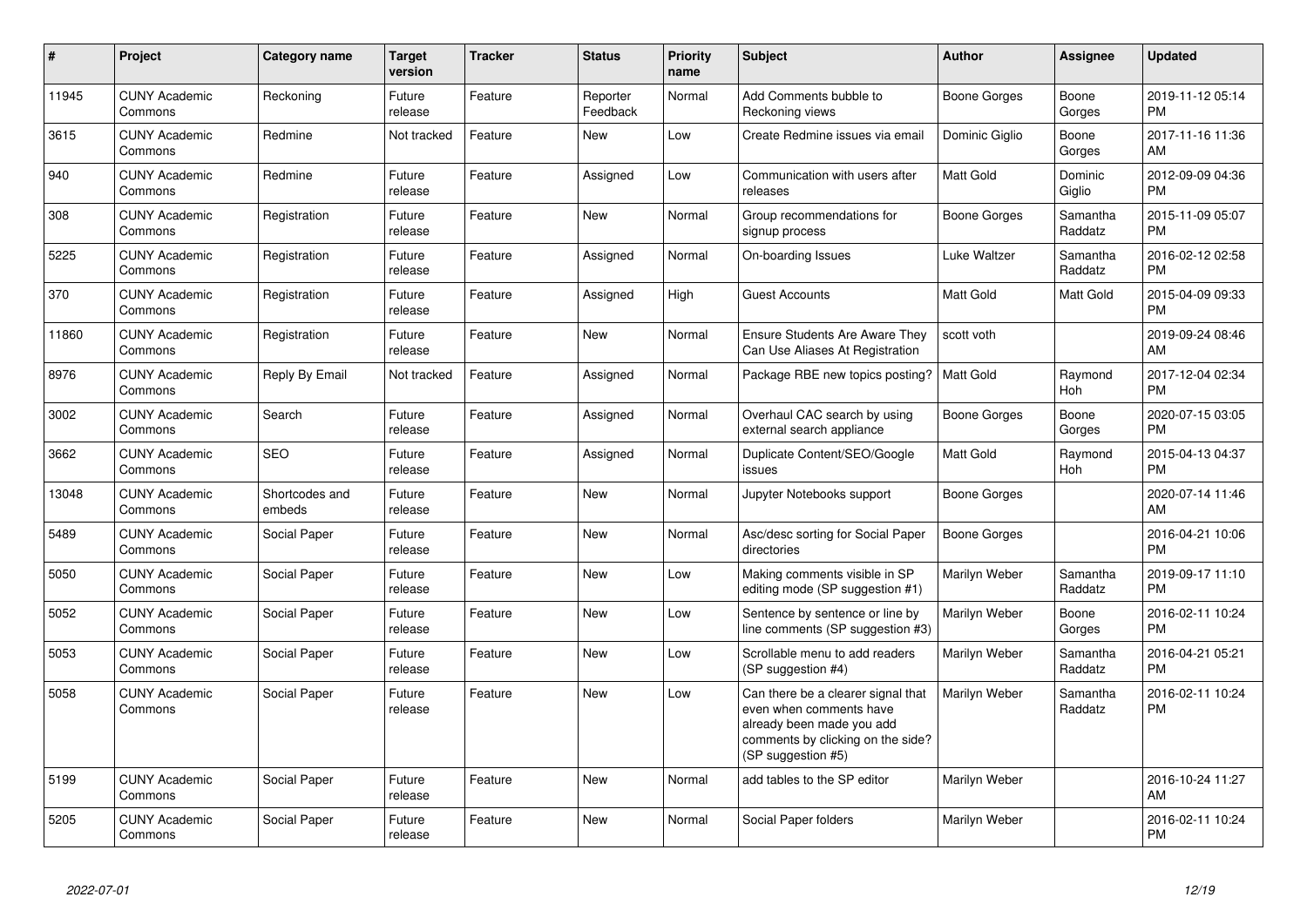| # | Project | Category name | Target version | Tracker | Status | Priority name | Subject | Author | Assignee | Updated |
|---|---|---|---|---|---|---|---|---|---|---|
| 11945 | CUNY Academic Commons | Reckoning | Future release | Feature | Reporter Feedback | Normal | Add Comments bubble to Reckoning views | Boone Gorges | Boone Gorges | 2019-11-12 05:14 PM |
| 3615 | CUNY Academic Commons | Redmine | Not tracked | Feature | New | Low | Create Redmine issues via email | Dominic Giglio | Boone Gorges | 2017-11-16 11:36 AM |
| 940 | CUNY Academic Commons | Redmine | Future release | Feature | Assigned | Low | Communication with users after releases | Matt Gold | Dominic Giglio | 2012-09-09 04:36 PM |
| 308 | CUNY Academic Commons | Registration | Future release | Feature | New | Normal | Group recommendations for signup process | Boone Gorges | Samantha Raddatz | 2015-11-09 05:07 PM |
| 5225 | CUNY Academic Commons | Registration | Future release | Feature | Assigned | Normal | On-boarding Issues | Luke Waltzer | Samantha Raddatz | 2016-02-12 02:58 PM |
| 370 | CUNY Academic Commons | Registration | Future release | Feature | Assigned | High | Guest Accounts | Matt Gold | Matt Gold | 2015-04-09 09:33 PM |
| 11860 | CUNY Academic Commons | Registration | Future release | Feature | New | Normal | Ensure Students Are Aware They Can Use Aliases At Registration | scott voth | | 2019-09-24 08:46 AM |
| 8976 | CUNY Academic Commons | Reply By Email | Not tracked | Feature | Assigned | Normal | Package RBE new topics posting? | Matt Gold | Raymond Hoh | 2017-12-04 02:34 PM |
| 3002 | CUNY Academic Commons | Search | Future release | Feature | Assigned | Normal | Overhaul CAC search by using external search appliance | Boone Gorges | Boone Gorges | 2020-07-15 03:05 PM |
| 3662 | CUNY Academic Commons | SEO | Future release | Feature | Assigned | Normal | Duplicate Content/SEO/Google issues | Matt Gold | Raymond Hoh | 2015-04-13 04:37 PM |
| 13048 | CUNY Academic Commons | Shortcodes and embeds | Future release | Feature | New | Normal | Jupyter Notebooks support | Boone Gorges | | 2020-07-14 11:46 AM |
| 5489 | CUNY Academic Commons | Social Paper | Future release | Feature | New | Normal | Asc/desc sorting for Social Paper directories | Boone Gorges | | 2016-04-21 10:06 PM |
| 5050 | CUNY Academic Commons | Social Paper | Future release | Feature | New | Low | Making comments visible in SP editing mode (SP suggestion #1) | Marilyn Weber | Samantha Raddatz | 2019-09-17 11:10 PM |
| 5052 | CUNY Academic Commons | Social Paper | Future release | Feature | New | Low | Sentence by sentence or line by line comments (SP suggestion #3) | Marilyn Weber | Boone Gorges | 2016-02-11 10:24 PM |
| 5053 | CUNY Academic Commons | Social Paper | Future release | Feature | New | Low | Scrollable menu to add readers (SP suggestion #4) | Marilyn Weber | Samantha Raddatz | 2016-04-21 05:21 PM |
| 5058 | CUNY Academic Commons | Social Paper | Future release | Feature | New | Low | Can there be a clearer signal that even when comments have already been made you add comments by clicking on the side? (SP suggestion #5) | Marilyn Weber | Samantha Raddatz | 2016-02-11 10:24 PM |
| 5199 | CUNY Academic Commons | Social Paper | Future release | Feature | New | Normal | add tables to the SP editor | Marilyn Weber | | 2016-10-24 11:27 AM |
| 5205 | CUNY Academic Commons | Social Paper | Future release | Feature | New | Normal | Social Paper folders | Marilyn Weber | | 2016-02-11 10:24 PM |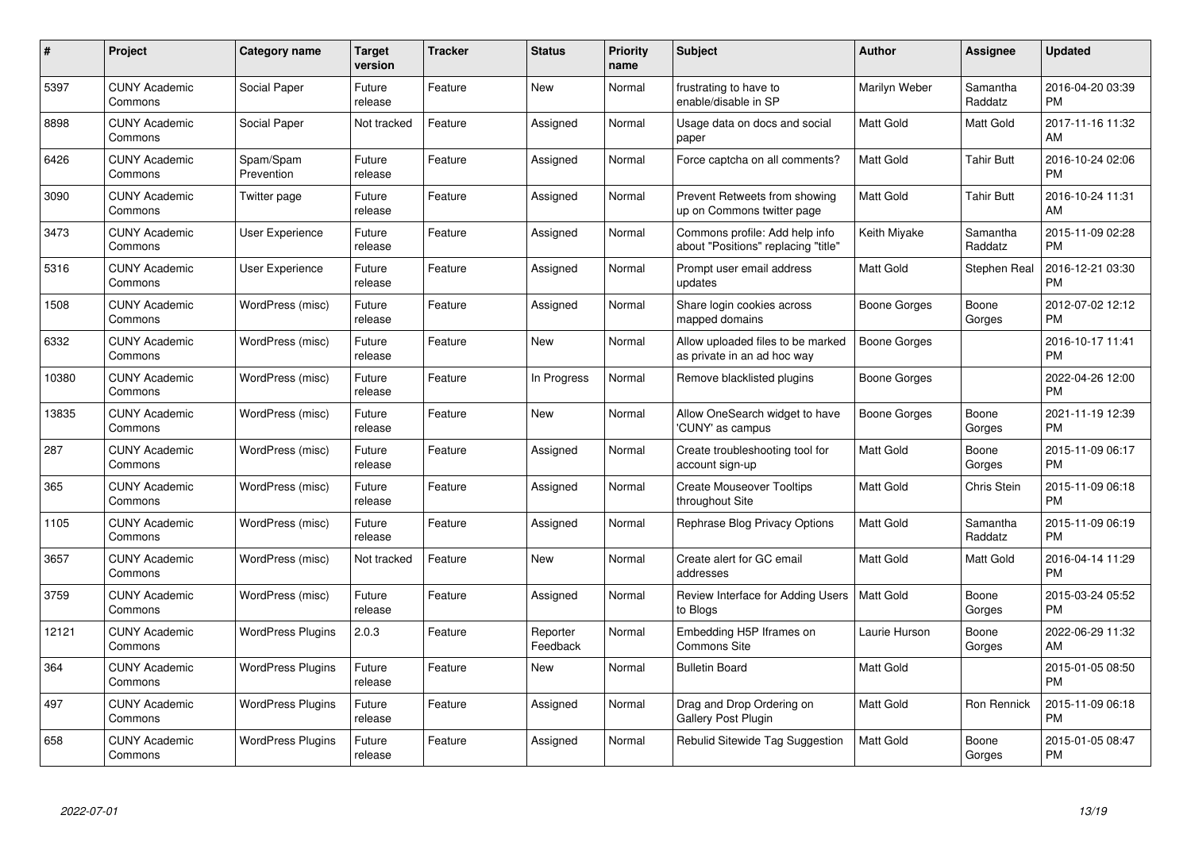| # | Project | Category name | Target version | Tracker | Status | Priority name | Subject | Author | Assignee | Updated |
|---|---|---|---|---|---|---|---|---|---|---|
| 5397 | CUNY Academic Commons | Social Paper | Future release | Feature | New | Normal | frustrating to have to enable/disable in SP | Marilyn Weber | Samantha Raddatz | 2016-04-20 03:39 PM |
| 8898 | CUNY Academic Commons | Social Paper | Not tracked | Feature | Assigned | Normal | Usage data on docs and social paper | Matt Gold | Matt Gold | 2017-11-16 11:32 AM |
| 6426 | CUNY Academic Commons | Spam/Spam Prevention | Future release | Feature | Assigned | Normal | Force captcha on all comments? | Matt Gold | Tahir Butt | 2016-10-24 02:06 PM |
| 3090 | CUNY Academic Commons | Twitter page | Future release | Feature | Assigned | Normal | Prevent Retweets from showing up on Commons twitter page | Matt Gold | Tahir Butt | 2016-10-24 11:31 AM |
| 3473 | CUNY Academic Commons | User Experience | Future release | Feature | Assigned | Normal | Commons profile: Add help info about "Positions" replacing "title" | Keith Miyake | Samantha Raddatz | 2015-11-09 02:28 PM |
| 5316 | CUNY Academic Commons | User Experience | Future release | Feature | Assigned | Normal | Prompt user email address updates | Matt Gold | Stephen Real | 2016-12-21 03:30 PM |
| 1508 | CUNY Academic Commons | WordPress (misc) | Future release | Feature | Assigned | Normal | Share login cookies across mapped domains | Boone Gorges | Boone Gorges | 2012-07-02 12:12 PM |
| 6332 | CUNY Academic Commons | WordPress (misc) | Future release | Feature | New | Normal | Allow uploaded files to be marked as private in an ad hoc way | Boone Gorges | | 2016-10-17 11:41 PM |
| 10380 | CUNY Academic Commons | WordPress (misc) | Future release | Feature | In Progress | Normal | Remove blacklisted plugins | Boone Gorges | | 2022-04-26 12:00 PM |
| 13835 | CUNY Academic Commons | WordPress (misc) | Future release | Feature | New | Normal | Allow OneSearch widget to have 'CUNY' as campus | Boone Gorges | Boone Gorges | 2021-11-19 12:39 PM |
| 287 | CUNY Academic Commons | WordPress (misc) | Future release | Feature | Assigned | Normal | Create troubleshooting tool for account sign-up | Matt Gold | Boone Gorges | 2015-11-09 06:17 PM |
| 365 | CUNY Academic Commons | WordPress (misc) | Future release | Feature | Assigned | Normal | Create Mouseover Tooltips throughout Site | Matt Gold | Chris Stein | 2015-11-09 06:18 PM |
| 1105 | CUNY Academic Commons | WordPress (misc) | Future release | Feature | Assigned | Normal | Rephrase Blog Privacy Options | Matt Gold | Samantha Raddatz | 2015-11-09 06:19 PM |
| 3657 | CUNY Academic Commons | WordPress (misc) | Not tracked | Feature | New | Normal | Create alert for GC email addresses | Matt Gold | Matt Gold | 2016-04-14 11:29 PM |
| 3759 | CUNY Academic Commons | WordPress (misc) | Future release | Feature | Assigned | Normal | Review Interface for Adding Users to Blogs | Matt Gold | Boone Gorges | 2015-03-24 05:52 PM |
| 12121 | CUNY Academic Commons | WordPress Plugins | 2.0.3 | Feature | Reporter Feedback | Normal | Embedding H5P Iframes on Commons Site | Laurie Hurson | Boone Gorges | 2022-06-29 11:32 AM |
| 364 | CUNY Academic Commons | WordPress Plugins | Future release | Feature | New | Normal | Bulletin Board | Matt Gold | | 2015-01-05 08:50 PM |
| 497 | CUNY Academic Commons | WordPress Plugins | Future release | Feature | Assigned | Normal | Drag and Drop Ordering on Gallery Post Plugin | Matt Gold | Ron Rennick | 2015-11-09 06:18 PM |
| 658 | CUNY Academic Commons | WordPress Plugins | Future release | Feature | Assigned | Normal | Rebulid Sitewide Tag Suggestion | Matt Gold | Boone Gorges | 2015-01-05 08:47 PM |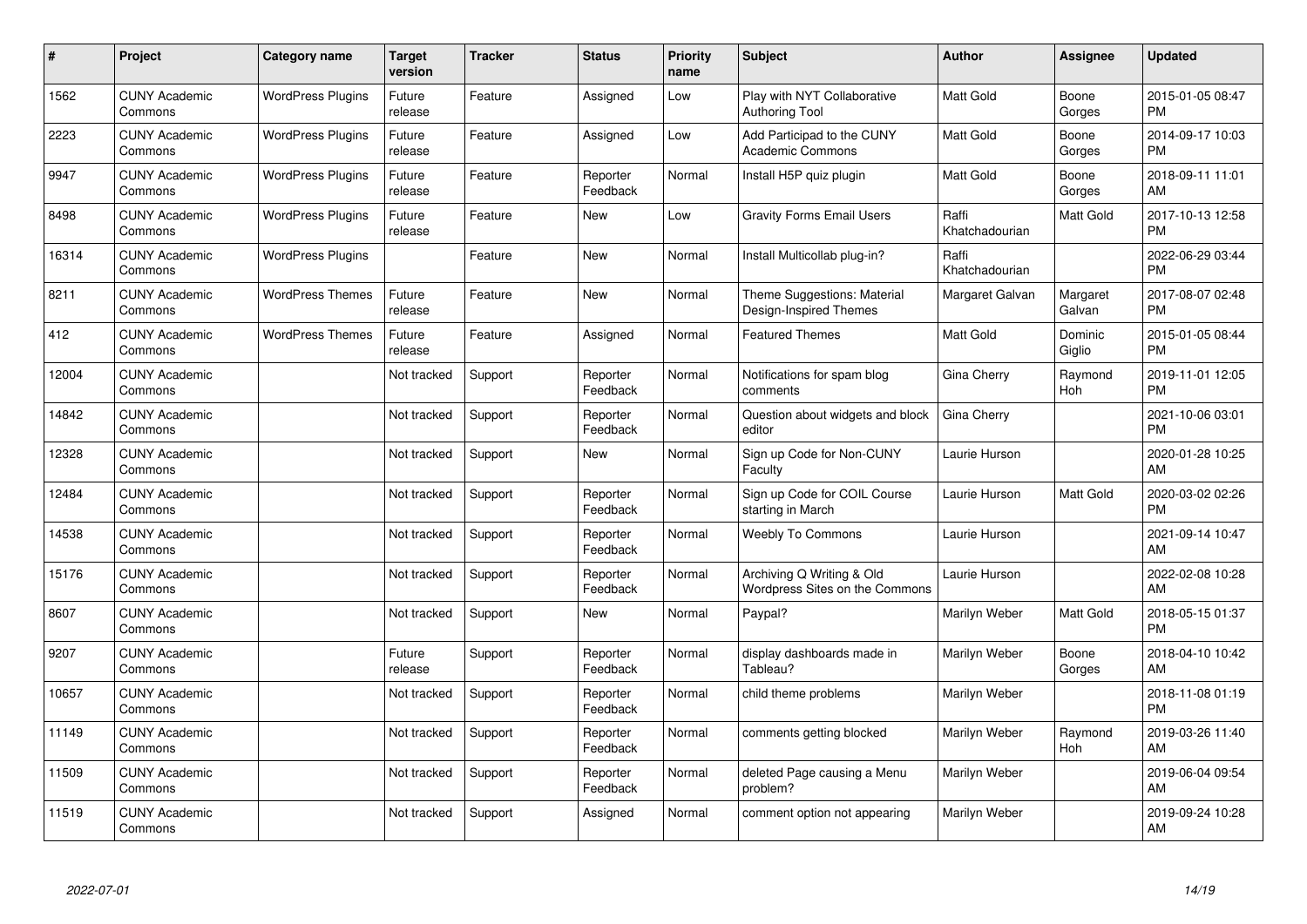| # | Project | Category name | Target version | Tracker | Status | Priority name | Subject | Author | Assignee | Updated |
|---|---|---|---|---|---|---|---|---|---|---|
| 1562 | CUNY Academic Commons | WordPress Plugins | Future release | Feature | Assigned | Low | Play with NYT Collaborative Authoring Tool | Matt Gold | Boone Gorges | 2015-01-05 08:47 PM |
| 2223 | CUNY Academic Commons | WordPress Plugins | Future release | Feature | Assigned | Low | Add Participad to the CUNY Academic Commons | Matt Gold | Boone Gorges | 2014-09-17 10:03 PM |
| 9947 | CUNY Academic Commons | WordPress Plugins | Future release | Feature | Reporter Feedback | Normal | Install H5P quiz plugin | Matt Gold | Boone Gorges | 2018-09-11 11:01 AM |
| 8498 | CUNY Academic Commons | WordPress Plugins | Future release | Feature | New | Low | Gravity Forms Email Users | Raffi Khatchadourian | Matt Gold | 2017-10-13 12:58 PM |
| 16314 | CUNY Academic Commons | WordPress Plugins | | Feature | New | Normal | Install Multicollab plug-in? | Raffi Khatchadourian | | 2022-06-29 03:44 PM |
| 8211 | CUNY Academic Commons | WordPress Themes | Future release | Feature | New | Normal | Theme Suggestions: Material Design-Inspired Themes | Margaret Galvan | Margaret Galvan | 2017-08-07 02:48 PM |
| 412 | CUNY Academic Commons | WordPress Themes | Future release | Feature | Assigned | Normal | Featured Themes | Matt Gold | Dominic Giglio | 2015-01-05 08:44 PM |
| 12004 | CUNY Academic Commons | | Not tracked | Support | Reporter Feedback | Normal | Notifications for spam blog comments | Gina Cherry | Raymond Hoh | 2019-11-01 12:05 PM |
| 14842 | CUNY Academic Commons | | Not tracked | Support | Reporter Feedback | Normal | Question about widgets and block editor | Gina Cherry | | 2021-10-06 03:01 PM |
| 12328 | CUNY Academic Commons | | Not tracked | Support | New | Normal | Sign up Code for Non-CUNY Faculty | Laurie Hurson | | 2020-01-28 10:25 AM |
| 12484 | CUNY Academic Commons | | Not tracked | Support | Reporter Feedback | Normal | Sign up Code for COIL Course starting in March | Laurie Hurson | Matt Gold | 2020-03-02 02:26 PM |
| 14538 | CUNY Academic Commons | | Not tracked | Support | Reporter Feedback | Normal | Weebly To Commons | Laurie Hurson | | 2021-09-14 10:47 AM |
| 15176 | CUNY Academic Commons | | Not tracked | Support | Reporter Feedback | Normal | Archiving Q Writing & Old Wordpress Sites on the Commons | Laurie Hurson | | 2022-02-08 10:28 AM |
| 8607 | CUNY Academic Commons | | Not tracked | Support | New | Normal | Paypal? | Marilyn Weber | Matt Gold | 2018-05-15 01:37 PM |
| 9207 | CUNY Academic Commons | | Future release | Support | Reporter Feedback | Normal | display dashboards made in Tableau? | Marilyn Weber | Boone Gorges | 2018-04-10 10:42 AM |
| 10657 | CUNY Academic Commons | | Not tracked | Support | Reporter Feedback | Normal | child theme problems | Marilyn Weber | | 2018-11-08 01:19 PM |
| 11149 | CUNY Academic Commons | | Not tracked | Support | Reporter Feedback | Normal | comments getting blocked | Marilyn Weber | Raymond Hoh | 2019-03-26 11:40 AM |
| 11509 | CUNY Academic Commons | | Not tracked | Support | Reporter Feedback | Normal | deleted Page causing a Menu problem? | Marilyn Weber | | 2019-06-04 09:54 AM |
| 11519 | CUNY Academic Commons | | Not tracked | Support | Assigned | Normal | comment option not appearing | Marilyn Weber | | 2019-09-24 10:28 AM |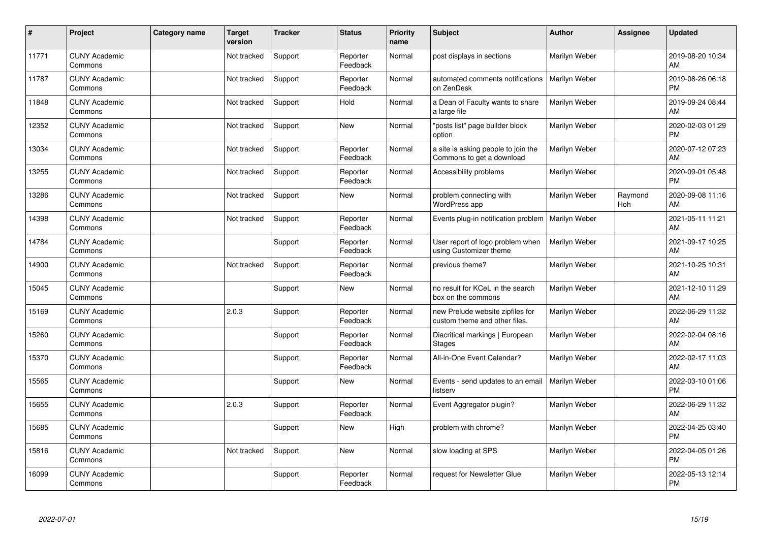| # | Project | Category name | Target version | Tracker | Status | Priority name | Subject | Author | Assignee | Updated |
|---|---|---|---|---|---|---|---|---|---|---|
| 11771 | CUNY Academic Commons | | Not tracked | Support | Reporter Feedback | Normal | post displays in sections | Marilyn Weber | | 2019-08-20 10:34 AM |
| 11787 | CUNY Academic Commons | | Not tracked | Support | Reporter Feedback | Normal | automated comments notifications on ZenDesk | Marilyn Weber | | 2019-08-26 06:18 PM |
| 11848 | CUNY Academic Commons | | Not tracked | Support | Hold | Normal | a Dean of Faculty wants to share a large file | Marilyn Weber | | 2019-09-24 08:44 AM |
| 12352 | CUNY Academic Commons | | Not tracked | Support | New | Normal | "posts list" page builder block option | Marilyn Weber | | 2020-02-03 01:29 PM |
| 13034 | CUNY Academic Commons | | Not tracked | Support | Reporter Feedback | Normal | a site is asking people to join the Commons to get a download | Marilyn Weber | | 2020-07-12 07:23 AM |
| 13255 | CUNY Academic Commons | | Not tracked | Support | Reporter Feedback | Normal | Accessibility problems | Marilyn Weber | | 2020-09-01 05:48 PM |
| 13286 | CUNY Academic Commons | | Not tracked | Support | New | Normal | problem connecting with WordPress app | Marilyn Weber | Raymond Hoh | 2020-09-08 11:16 AM |
| 14398 | CUNY Academic Commons | | Not tracked | Support | Reporter Feedback | Normal | Events plug-in notification problem | Marilyn Weber | | 2021-05-11 11:21 AM |
| 14784 | CUNY Academic Commons | | | Support | Reporter Feedback | Normal | User report of logo problem when using Customizer theme | Marilyn Weber | | 2021-09-17 10:25 AM |
| 14900 | CUNY Academic Commons | | Not tracked | Support | Reporter Feedback | Normal | previous theme? | Marilyn Weber | | 2021-10-25 10:31 AM |
| 15045 | CUNY Academic Commons | | | Support | New | Normal | no result for KCeL in the search box on the commons | Marilyn Weber | | 2021-12-10 11:29 AM |
| 15169 | CUNY Academic Commons | | 2.0.3 | Support | Reporter Feedback | Normal | new Prelude website zipfiles for custom theme and other files. | Marilyn Weber | | 2022-06-29 11:32 AM |
| 15260 | CUNY Academic Commons | | | Support | Reporter Feedback | Normal | Diacritical markings \| European Stages | Marilyn Weber | | 2022-02-04 08:16 AM |
| 15370 | CUNY Academic Commons | | | Support | Reporter Feedback | Normal | All-in-One Event Calendar? | Marilyn Weber | | 2022-02-17 11:03 AM |
| 15565 | CUNY Academic Commons | | | Support | New | Normal | Events - send updates to an email listserv | Marilyn Weber | | 2022-03-10 01:06 PM |
| 15655 | CUNY Academic Commons | | 2.0.3 | Support | Reporter Feedback | Normal | Event Aggregator plugin? | Marilyn Weber | | 2022-06-29 11:32 AM |
| 15685 | CUNY Academic Commons | | | Support | New | High | problem with chrome? | Marilyn Weber | | 2022-04-25 03:40 PM |
| 15816 | CUNY Academic Commons | | Not tracked | Support | New | Normal | slow loading at SPS | Marilyn Weber | | 2022-04-05 01:26 PM |
| 16099 | CUNY Academic Commons | | | Support | Reporter Feedback | Normal | request for Newsletter Glue | Marilyn Weber | | 2022-05-13 12:14 PM |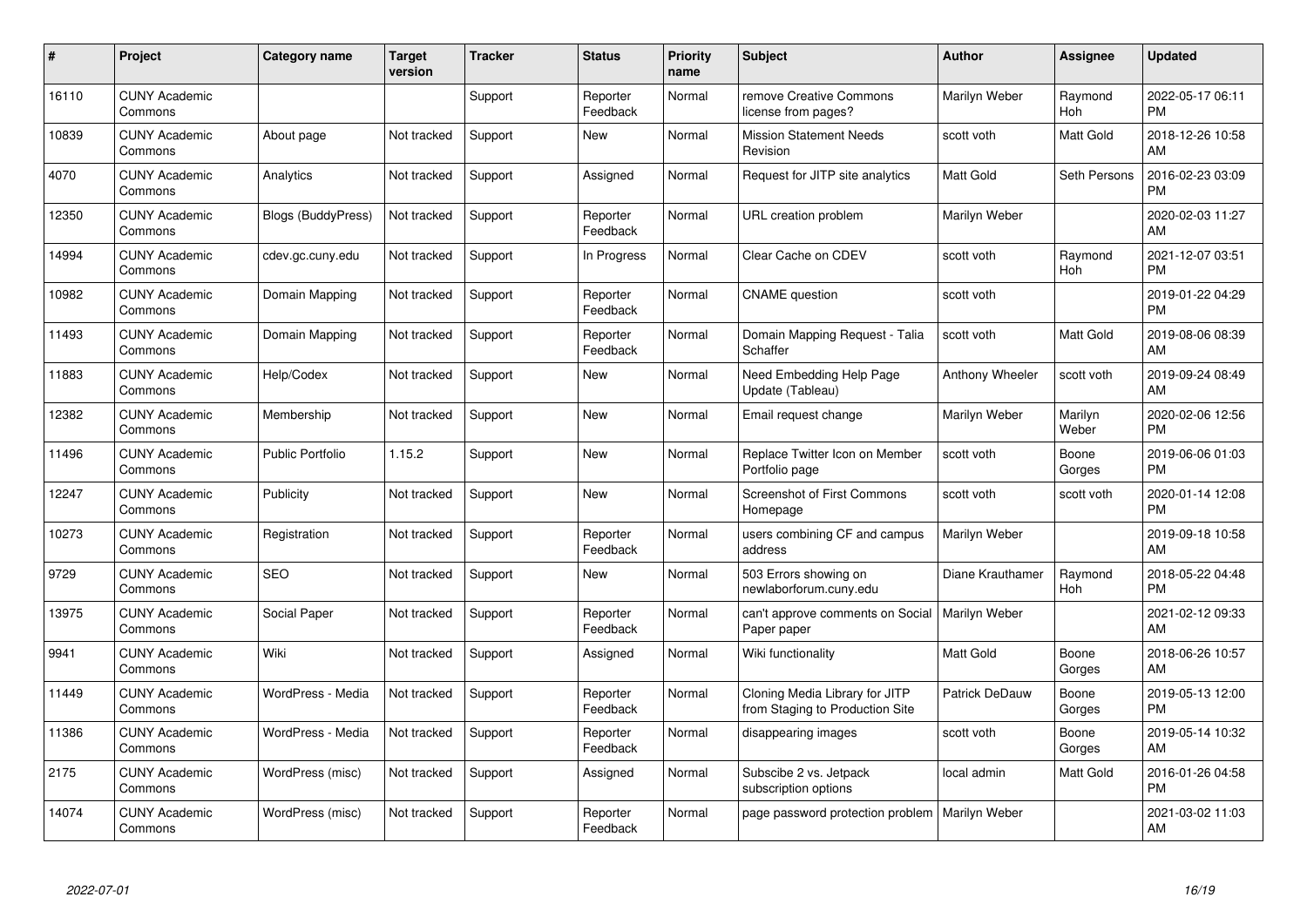| # | Project | Category name | Target version | Tracker | Status | Priority name | Subject | Author | Assignee | Updated |
|---|---|---|---|---|---|---|---|---|---|---|
| 16110 | CUNY Academic Commons | | | Support | Reporter Feedback | Normal | remove Creative Commons license from pages? | Marilyn Weber | Raymond Hoh | 2022-05-17 06:11 PM |
| 10839 | CUNY Academic Commons | About page | Not tracked | Support | New | Normal | Mission Statement Needs Revision | scott voth | Matt Gold | 2018-12-26 10:58 AM |
| 4070 | CUNY Academic Commons | Analytics | Not tracked | Support | Assigned | Normal | Request for JITP site analytics | Matt Gold | Seth Persons | 2016-02-23 03:09 PM |
| 12350 | CUNY Academic Commons | Blogs (BuddyPress) | Not tracked | Support | Reporter Feedback | Normal | URL creation problem | Marilyn Weber | | 2020-02-03 11:27 AM |
| 14994 | CUNY Academic Commons | cdev.gc.cuny.edu | Not tracked | Support | In Progress | Normal | Clear Cache on CDEV | scott voth | Raymond Hoh | 2021-12-07 03:51 PM |
| 10982 | CUNY Academic Commons | Domain Mapping | Not tracked | Support | Reporter Feedback | Normal | CNAME question | scott voth | | 2019-01-22 04:29 PM |
| 11493 | CUNY Academic Commons | Domain Mapping | Not tracked | Support | Reporter Feedback | Normal | Domain Mapping Request - Talia Schaffer | scott voth | Matt Gold | 2019-08-06 08:39 AM |
| 11883 | CUNY Academic Commons | Help/Codex | Not tracked | Support | New | Normal | Need Embedding Help Page Update (Tableau) | Anthony Wheeler | scott voth | 2019-09-24 08:49 AM |
| 12382 | CUNY Academic Commons | Membership | Not tracked | Support | New | Normal | Email request change | Marilyn Weber | Marilyn Weber | 2020-02-06 12:56 PM |
| 11496 | CUNY Academic Commons | Public Portfolio | 1.15.2 | Support | New | Normal | Replace Twitter Icon on Member Portfolio page | scott voth | Boone Gorges | 2019-06-06 01:03 PM |
| 12247 | CUNY Academic Commons | Publicity | Not tracked | Support | New | Normal | Screenshot of First Commons Homepage | scott voth | scott voth | 2020-01-14 12:08 PM |
| 10273 | CUNY Academic Commons | Registration | Not tracked | Support | Reporter Feedback | Normal | users combining CF and campus address | Marilyn Weber | | 2019-09-18 10:58 AM |
| 9729 | CUNY Academic Commons | SEO | Not tracked | Support | New | Normal | 503 Errors showing on newlaborforum.cuny.edu | Diane Krauthamer | Raymond Hoh | 2018-05-22 04:48 PM |
| 13975 | CUNY Academic Commons | Social Paper | Not tracked | Support | Reporter Feedback | Normal | can't approve comments on Social Paper paper | Marilyn Weber | | 2021-02-12 09:33 AM |
| 9941 | CUNY Academic Commons | Wiki | Not tracked | Support | Assigned | Normal | Wiki functionality | Matt Gold | Boone Gorges | 2018-06-26 10:57 AM |
| 11449 | CUNY Academic Commons | WordPress - Media | Not tracked | Support | Reporter Feedback | Normal | Cloning Media Library for JITP from Staging to Production Site | Patrick DeDauw | Boone Gorges | 2019-05-13 12:00 PM |
| 11386 | CUNY Academic Commons | WordPress - Media | Not tracked | Support | Reporter Feedback | Normal | disappearing images | scott voth | Boone Gorges | 2019-05-14 10:32 AM |
| 2175 | CUNY Academic Commons | WordPress (misc) | Not tracked | Support | Assigned | Normal | Subscibe 2 vs. Jetpack subscription options | local admin | Matt Gold | 2016-01-26 04:58 PM |
| 14074 | CUNY Academic Commons | WordPress (misc) | Not tracked | Support | Reporter Feedback | Normal | page password protection problem | Marilyn Weber | | 2021-03-02 11:03 AM |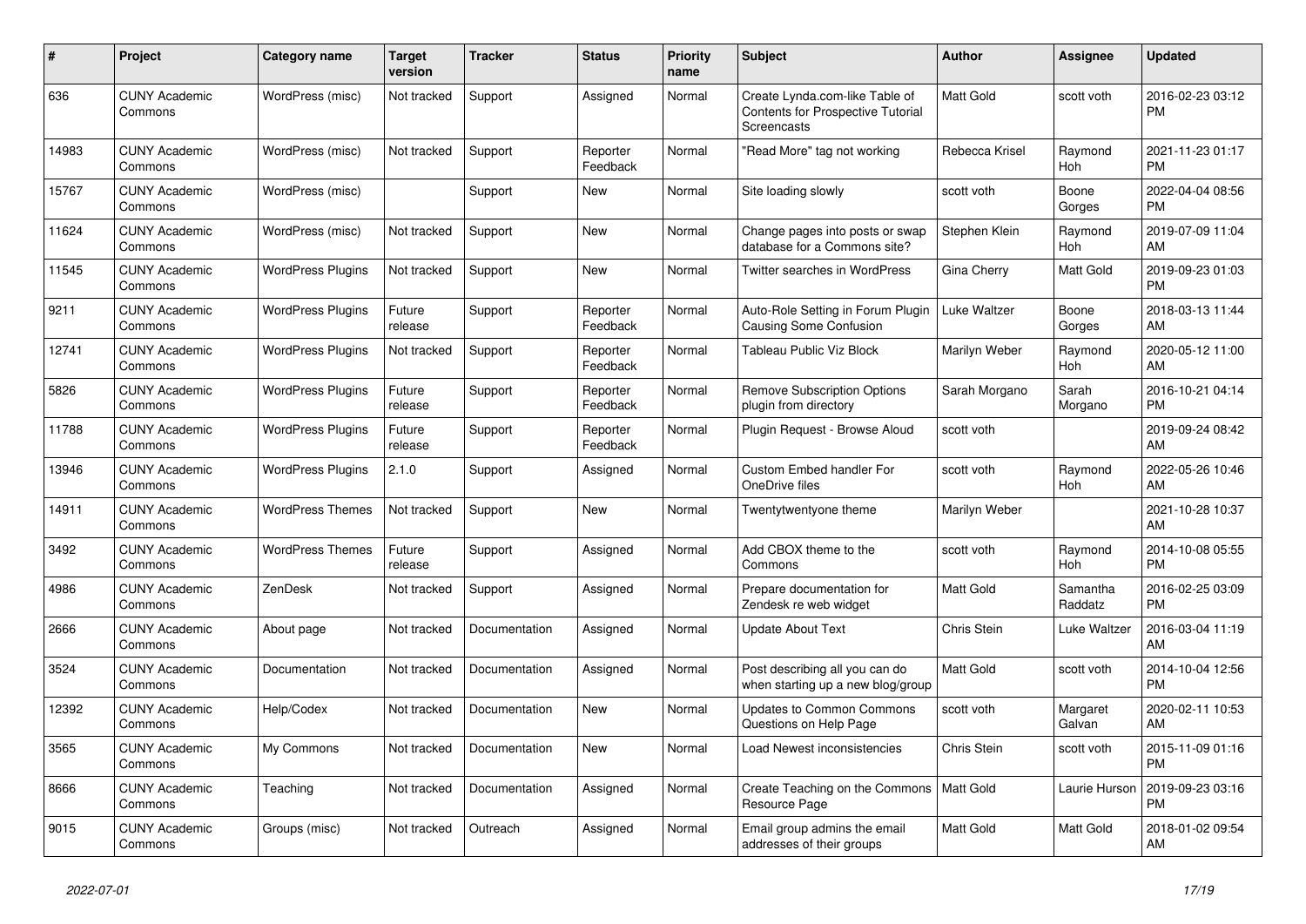| # | Project | Category name | Target version | Tracker | Status | Priority name | Subject | Author | Assignee | Updated |
|---|---|---|---|---|---|---|---|---|---|---|
| 636 | CUNY Academic Commons | WordPress (misc) | Not tracked | Support | Assigned | Normal | Create Lynda.com-like Table of Contents for Prospective Tutorial Screencasts | Matt Gold | scott voth | 2016-02-23 03:12 PM |
| 14983 | CUNY Academic Commons | WordPress (misc) | Not tracked | Support | Reporter Feedback | Normal | "Read More" tag not working | Rebecca Krisel | Raymond Hoh | 2021-11-23 01:17 PM |
| 15767 | CUNY Academic Commons | WordPress (misc) | | Support | New | Normal | Site loading slowly | scott voth | Boone Gorges | 2022-04-04 08:56 PM |
| 11624 | CUNY Academic Commons | WordPress (misc) | Not tracked | Support | New | Normal | Change pages into posts or swap database for a Commons site? | Stephen Klein | Raymond Hoh | 2019-07-09 11:04 AM |
| 11545 | CUNY Academic Commons | WordPress Plugins | Not tracked | Support | New | Normal | Twitter searches in WordPress | Gina Cherry | Matt Gold | 2019-09-23 01:03 PM |
| 9211 | CUNY Academic Commons | WordPress Plugins | Future release | Support | Reporter Feedback | Normal | Auto-Role Setting in Forum Plugin Causing Some Confusion | Luke Waltzer | Boone Gorges | 2018-03-13 11:44 AM |
| 12741 | CUNY Academic Commons | WordPress Plugins | Not tracked | Support | Reporter Feedback | Normal | Tableau Public Viz Block | Marilyn Weber | Raymond Hoh | 2020-05-12 11:00 AM |
| 5826 | CUNY Academic Commons | WordPress Plugins | Future release | Support | Reporter Feedback | Normal | Remove Subscription Options plugin from directory | Sarah Morgano | Sarah Morgano | 2016-10-21 04:14 PM |
| 11788 | CUNY Academic Commons | WordPress Plugins | Future release | Support | Reporter Feedback | Normal | Plugin Request - Browse Aloud | scott voth | | 2019-09-24 08:42 AM |
| 13946 | CUNY Academic Commons | WordPress Plugins | 2.1.0 | Support | Assigned | Normal | Custom Embed handler For OneDrive files | scott voth | Raymond Hoh | 2022-05-26 10:46 AM |
| 14911 | CUNY Academic Commons | WordPress Themes | Not tracked | Support | New | Normal | Twentytwentyone theme | Marilyn Weber | | 2021-10-28 10:37 AM |
| 3492 | CUNY Academic Commons | WordPress Themes | Future release | Support | Assigned | Normal | Add CBOX theme to the Commons | scott voth | Raymond Hoh | 2014-10-08 05:55 PM |
| 4986 | CUNY Academic Commons | ZenDesk | Not tracked | Support | Assigned | Normal | Prepare documentation for Zendesk re web widget | Matt Gold | Samantha Raddatz | 2016-02-25 03:09 PM |
| 2666 | CUNY Academic Commons | About page | Not tracked | Documentation | Assigned | Normal | Update About Text | Chris Stein | Luke Waltzer | 2016-03-04 11:19 AM |
| 3524 | CUNY Academic Commons | Documentation | Not tracked | Documentation | Assigned | Normal | Post describing all you can do when starting up a new blog/group | Matt Gold | scott voth | 2014-10-04 12:56 PM |
| 12392 | CUNY Academic Commons | Help/Codex | Not tracked | Documentation | New | Normal | Updates to Common Commons Questions on Help Page | scott voth | Margaret Galvan | 2020-02-11 10:53 AM |
| 3565 | CUNY Academic Commons | My Commons | Not tracked | Documentation | New | Normal | Load Newest inconsistencies | Chris Stein | scott voth | 2015-11-09 01:16 PM |
| 8666 | CUNY Academic Commons | Teaching | Not tracked | Documentation | Assigned | Normal | Create Teaching on the Commons Resource Page | Matt Gold | Laurie Hurson | 2019-09-23 03:16 PM |
| 9015 | CUNY Academic Commons | Groups (misc) | Not tracked | Outreach | Assigned | Normal | Email group admins the email addresses of their groups | Matt Gold | Matt Gold | 2018-01-02 09:54 AM |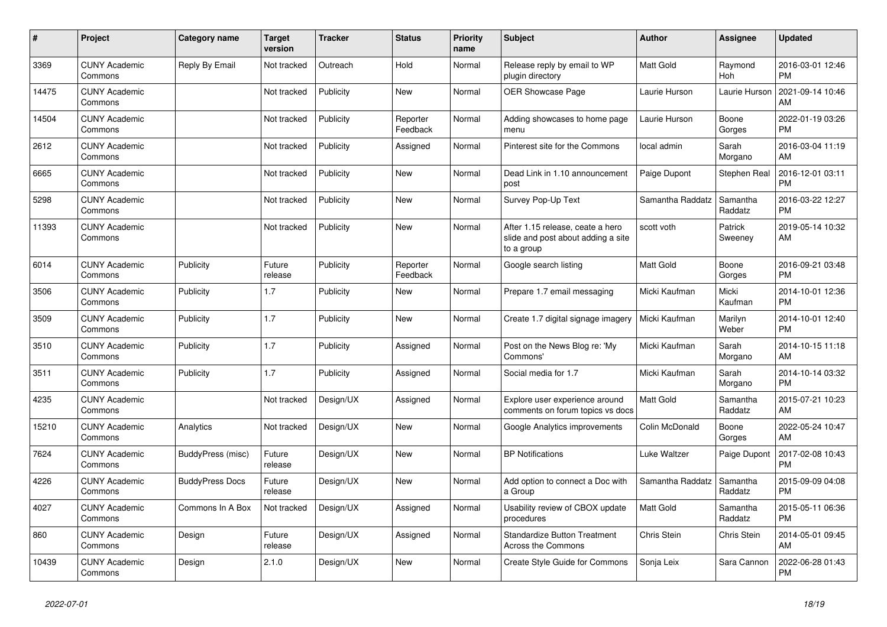| # | Project | Category name | Target version | Tracker | Status | Priority name | Subject | Author | Assignee | Updated |
|---|---|---|---|---|---|---|---|---|---|---|
| 3369 | CUNY Academic Commons | Reply By Email | Not tracked | Outreach | Hold | Normal | Release reply by email to WP plugin directory | Matt Gold | Raymond Hoh | 2016-03-01 12:46 PM |
| 14475 | CUNY Academic Commons | | Not tracked | Publicity | New | Normal | OER Showcase Page | Laurie Hurson | Laurie Hurson | 2021-09-14 10:46 AM |
| 14504 | CUNY Academic Commons | | Not tracked | Publicity | Reporter Feedback | Normal | Adding showcases to home page menu | Laurie Hurson | Boone Gorges | 2022-01-19 03:26 PM |
| 2612 | CUNY Academic Commons | | Not tracked | Publicity | Assigned | Normal | Pinterest site for the Commons | local admin | Sarah Morgano | 2016-03-04 11:19 AM |
| 6665 | CUNY Academic Commons | | Not tracked | Publicity | New | Normal | Dead Link in 1.10 announcement post | Paige Dupont | Stephen Real | 2016-12-01 03:11 PM |
| 5298 | CUNY Academic Commons | | Not tracked | Publicity | New | Normal | Survey Pop-Up Text | Samantha Raddatz | Samantha Raddatz | 2016-03-22 12:27 PM |
| 11393 | CUNY Academic Commons | | Not tracked | Publicity | New | Normal | After 1.15 release, ceate a hero slide and post about adding a site to a group | scott voth | Patrick Sweeney | 2019-05-14 10:32 AM |
| 6014 | CUNY Academic Commons | Publicity | Future release | Publicity | Reporter Feedback | Normal | Google search listing | Matt Gold | Boone Gorges | 2016-09-21 03:48 PM |
| 3506 | CUNY Academic Commons | Publicity | 1.7 | Publicity | New | Normal | Prepare 1.7 email messaging | Micki Kaufman | Micki Kaufman | 2014-10-01 12:36 PM |
| 3509 | CUNY Academic Commons | Publicity | 1.7 | Publicity | New | Normal | Create 1.7 digital signage imagery | Micki Kaufman | Marilyn Weber | 2014-10-01 12:40 PM |
| 3510 | CUNY Academic Commons | Publicity | 1.7 | Publicity | Assigned | Normal | Post on the News Blog re: 'My Commons' | Micki Kaufman | Sarah Morgano | 2014-10-15 11:18 AM |
| 3511 | CUNY Academic Commons | Publicity | 1.7 | Publicity | Assigned | Normal | Social media for 1.7 | Micki Kaufman | Sarah Morgano | 2014-10-14 03:32 PM |
| 4235 | CUNY Academic Commons | | Not tracked | Design/UX | Assigned | Normal | Explore user experience around comments on forum topics vs docs | Matt Gold | Samantha Raddatz | 2015-07-21 10:23 AM |
| 15210 | CUNY Academic Commons | Analytics | Not tracked | Design/UX | New | Normal | Google Analytics improvements | Colin McDonald | Boone Gorges | 2022-05-24 10:47 AM |
| 7624 | CUNY Academic Commons | BuddyPress (misc) | Future release | Design/UX | New | Normal | BP Notifications | Luke Waltzer | Paige Dupont | 2017-02-08 10:43 PM |
| 4226 | CUNY Academic Commons | BuddyPress Docs | Future release | Design/UX | New | Normal | Add option to connect a Doc with a Group | Samantha Raddatz | Samantha Raddatz | 2015-09-09 04:08 PM |
| 4027 | CUNY Academic Commons | Commons In A Box | Not tracked | Design/UX | Assigned | Normal | Usability review of CBOX update procedures | Matt Gold | Samantha Raddatz | 2015-05-11 06:36 PM |
| 860 | CUNY Academic Commons | Design | Future release | Design/UX | Assigned | Normal | Standardize Button Treatment Across the Commons | Chris Stein | Chris Stein | 2014-05-01 09:45 AM |
| 10439 | CUNY Academic Commons | Design | 2.1.0 | Design/UX | New | Normal | Create Style Guide for Commons | Sonja Leix | Sara Cannon | 2022-06-28 01:43 PM |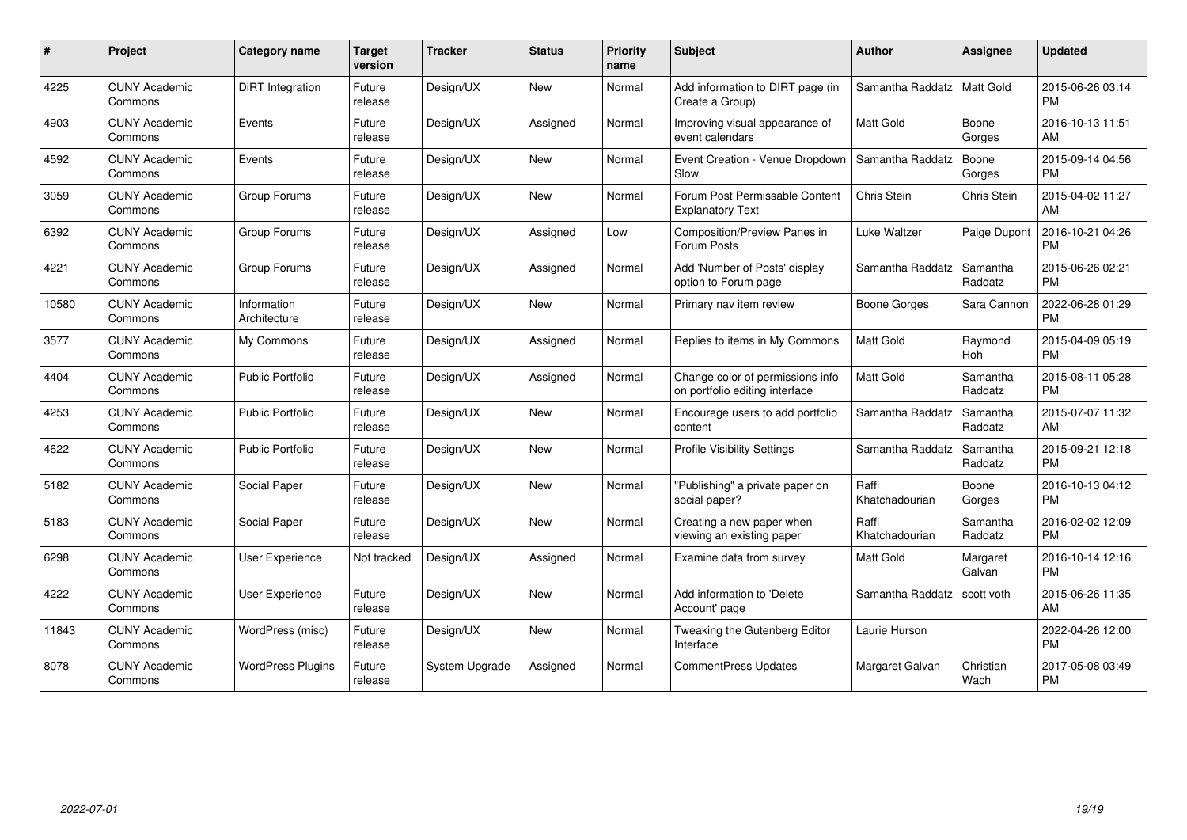| # | Project | Category name | Target version | Tracker | Status | Priority name | Subject | Author | Assignee | Updated |
|---|---|---|---|---|---|---|---|---|---|---|
| 4225 | CUNY Academic Commons | DiRT Integration | Future release | Design/UX | New | Normal | Add information to DIRT page (in Create a Group) | Samantha Raddatz | Matt Gold | 2015-06-26 03:14 PM |
| 4903 | CUNY Academic Commons | Events | Future release | Design/UX | Assigned | Normal | Improving visual appearance of event calendars | Matt Gold | Boone Gorges | 2016-10-13 11:51 AM |
| 4592 | CUNY Academic Commons | Events | Future release | Design/UX | New | Normal | Event Creation - Venue Dropdown Slow | Samantha Raddatz | Boone Gorges | 2015-09-14 04:56 PM |
| 3059 | CUNY Academic Commons | Group Forums | Future release | Design/UX | New | Normal | Forum Post Permissable Content Explanatory Text | Chris Stein | Chris Stein | 2015-04-02 11:27 AM |
| 6392 | CUNY Academic Commons | Group Forums | Future release | Design/UX | Assigned | Low | Composition/Preview Panes in Forum Posts | Luke Waltzer | Paige Dupont | 2016-10-21 04:26 PM |
| 4221 | CUNY Academic Commons | Group Forums | Future release | Design/UX | Assigned | Normal | Add 'Number of Posts' display option to Forum page | Samantha Raddatz | Samantha Raddatz | 2015-06-26 02:21 PM |
| 10580 | CUNY Academic Commons | Information Architecture | Future release | Design/UX | New | Normal | Primary nav item review | Boone Gorges | Sara Cannon | 2022-06-28 01:29 PM |
| 3577 | CUNY Academic Commons | My Commons | Future release | Design/UX | Assigned | Normal | Replies to items in My Commons | Matt Gold | Raymond Hoh | 2015-04-09 05:19 PM |
| 4404 | CUNY Academic Commons | Public Portfolio | Future release | Design/UX | Assigned | Normal | Change color of permissions info on portfolio editing interface | Matt Gold | Samantha Raddatz | 2015-08-11 05:28 PM |
| 4253 | CUNY Academic Commons | Public Portfolio | Future release | Design/UX | New | Normal | Encourage users to add portfolio content | Samantha Raddatz | Samantha Raddatz | 2015-07-07 11:32 AM |
| 4622 | CUNY Academic Commons | Public Portfolio | Future release | Design/UX | New | Normal | Profile Visibility Settings | Samantha Raddatz | Samantha Raddatz | 2015-09-21 12:18 PM |
| 5182 | CUNY Academic Commons | Social Paper | Future release | Design/UX | New | Normal | "Publishing" a private paper on social paper? | Raffi Khatchadourian | Boone Gorges | 2016-10-13 04:12 PM |
| 5183 | CUNY Academic Commons | Social Paper | Future release | Design/UX | New | Normal | Creating a new paper when viewing an existing paper | Raffi Khatchadourian | Samantha Raddatz | 2016-02-02 12:09 PM |
| 6298 | CUNY Academic Commons | User Experience | Not tracked | Design/UX | Assigned | Normal | Examine data from survey | Matt Gold | Margaret Galvan | 2016-10-14 12:16 PM |
| 4222 | CUNY Academic Commons | User Experience | Future release | Design/UX | New | Normal | Add information to 'Delete Account' page | Samantha Raddatz | scott voth | 2015-06-26 11:35 AM |
| 11843 | CUNY Academic Commons | WordPress (misc) | Future release | Design/UX | New | Normal | Tweaking the Gutenberg Editor Interface | Laurie Hurson | | 2022-04-26 12:00 PM |
| 8078 | CUNY Academic Commons | WordPress Plugins | Future release | System Upgrade | Assigned | Normal | CommentPress Updates | Margaret Galvan | Christian Wach | 2017-05-08 03:49 PM |